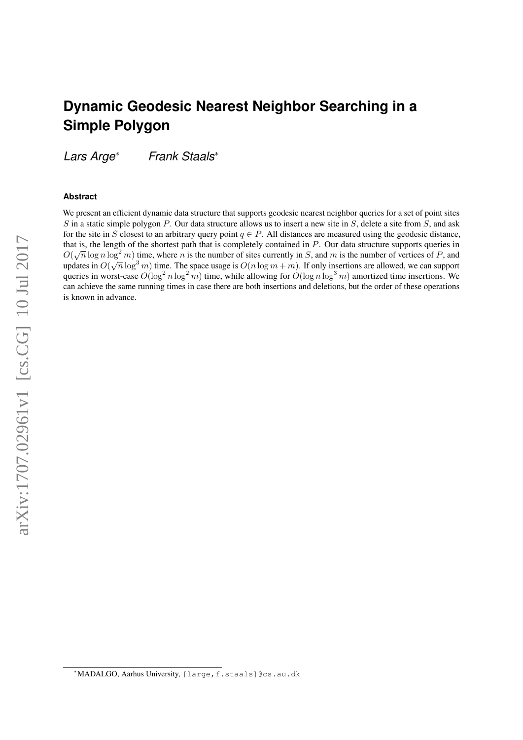# Dynamic Geodesic Nearest Neighbor Searching in a Simple Polygon

*Lars Arge*[*] *Frank Staals*[*]

### Abstract

We present an efficient dynamic data structure that supports geodesic nearest neighbor queries for a set of point sites $S$ in a static simple polygon $P$. Our data structure allows us to insert a new site in $S$, delete a site from $S$, and ask for the site in $S$ closest to an arbitrary query point $q \in P$. All distances are measured using the geodesic distance, that is, the length of the shortest path that is completely contained in $P$. Our data structure supports queries in $O(\sqrt{n} \log n \log^2 m)$ time, where $n$ is the number of sites currently in $S$, and $m$ is the number of vertices of $P$, and updates in $O(\sqrt{n} \log^3 m)$ time. The space usage is $O(n \log m + m)$. If only insertions are allowed, we can support queries in worst-case $O(\log^2 n \log^2 m)$ time, while allowing for $O(\log n \log^3 m)$ amortized time insertions. We can achieve the same running times in case there are both insertions and deletions, but the order of these operations is known in advance.

[*]MADALGO, Aarhus University, [large,f.staals]@cs.au.dk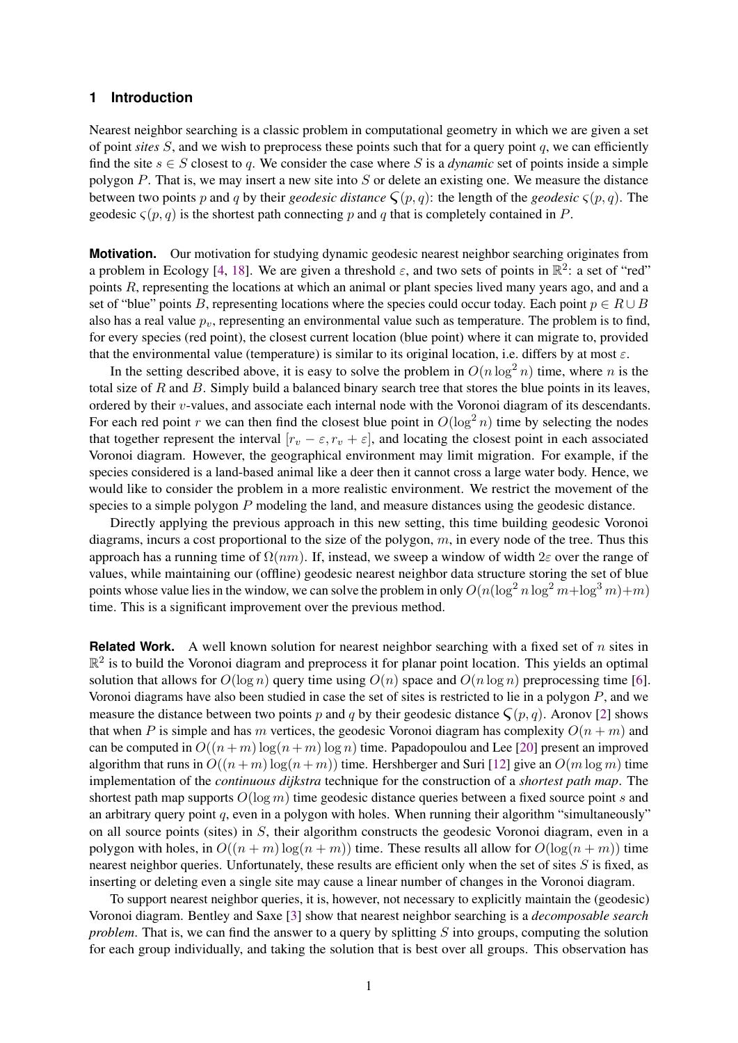## 1 Introduction

Nearest neighbor searching is a classic problem in computational geometry in which we are given a set of point *sites* $S$, and we wish to preprocess these points such that for a query point $q$, we can efficiently find the site $s \in S$ closest to $q$. We consider the case where $S$ is a *dynamic* set of points inside a simple polygon $P$. That is, we may insert a new site into $S$ or delete an existing one. We measure the distance between two points $p$ and $q$ by their *geodesic distance* $\varsigma(p, q)$: the length of the *geodesic* $\varsigma(p, q)$. The geodesic $\varsigma(p, q)$ is the shortest path connecting $p$ and $q$ that is completely contained in $P$.

**Motivation.** Our motivation for studying dynamic geodesic nearest neighbor searching originates from a problem in Ecology [4, 18]. We are given a threshold $\varepsilon$, and two sets of points in $\mathbb{R}^2$: a set of "red" points $R$, representing the locations at which an animal or plant species lived many years ago, and and a set of "blue" points $B$, representing locations where the species could occur today. Each point $p \in R \cup B$ also has a real value $p_v$, representing an environmental value such as temperature. The problem is to find, for every species (red point), the closest current location (blue point) where it can migrate to, provided that the environmental value (temperature) is similar to its original location, i.e. differs by at most $\varepsilon$.

In the setting described above, it is easy to solve the problem in $O(n \log^2 n)$ time, where $n$ is the total size of $R$ and $B$. Simply build a balanced binary search tree that stores the blue points in its leaves, ordered by their $v$-values, and associate each internal node with the Voronoi diagram of its descendants. For each red point $r$ we can then find the closest blue point in $O(\log^2 n)$ time by selecting the nodes that together represent the interval $[r_v - \varepsilon, r_v + \varepsilon]$, and locating the closest point in each associated Voronoi diagram. However, the geographical environment may limit migration. For example, if the species considered is a land-based animal like a deer then it cannot cross a large water body. Hence, we would like to consider the problem in a more realistic environment. We restrict the movement of the species to a simple polygon $P$ modeling the land, and measure distances using the geodesic distance.

Directly applying the previous approach in this new setting, this time building geodesic Voronoi diagrams, incurs a cost proportional to the size of the polygon, $m$, in every node of the tree. Thus this approach has a running time of $\Omega(nm)$. If, instead, we sweep a window of width $2\varepsilon$ over the range of values, while maintaining our (offline) geodesic nearest neighbor data structure storing the set of blue points whose value lies in the window, we can solve the problem in only $O(n(\log^2 n \log^2 m + \log^3 m) + m)$ time. This is a significant improvement over the previous method.

**Related Work.** A well known solution for nearest neighbor searching with a fixed set of $n$ sites in $\mathbb{R}^2$ is to build the Voronoi diagram and preprocess it for planar point location. This yields an optimal solution that allows for $O(\log n)$ query time using $O(n)$ space and $O(n \log n)$ preprocessing time [6]. Voronoi diagrams have also been studied in case the set of sites is restricted to lie in a polygon $P$, and we measure the distance between two points $p$ and $q$ by their geodesic distance $\varsigma(p, q)$. Aronov [2] shows that when $P$ is simple and has $m$ vertices, the geodesic Voronoi diagram has complexity $O(n + m)$ and can be computed in $O((n + m) \log(n + m) \log n)$ time. Papadopoulou and Lee [20] present an improved algorithm that runs in $O((n + m) \log(n + m))$ time. Hershberger and Suri [12] give an $O(m \log m)$ time implementation of the *continuous dijkstra* technique for the construction of a *shortest path map*. The shortest path map supports $O(\log m)$ time geodesic distance queries between a fixed source point $s$ and an arbitrary query point $q$, even in a polygon with holes. When running their algorithm "simultaneously" on all source points (sites) in $S$, their algorithm constructs the geodesic Voronoi diagram, even in a polygon with holes, in $O((n + m) \log(n + m))$ time. These results all allow for $O(\log(n + m))$ time nearest neighbor queries. Unfortunately, these results are efficient only when the set of sites $S$ is fixed, as inserting or deleting even a single site may cause a linear number of changes in the Voronoi diagram.

To support nearest neighbor queries, it is, however, not necessary to explicitly maintain the (geodesic) Voronoi diagram. Bentley and Saxe [3] show that nearest neighbor searching is a *decomposable search problem*. That is, we can find the answer to a query by splitting $S$ into groups, computing the solution for each group individually, and taking the solution that is best over all groups. This observation has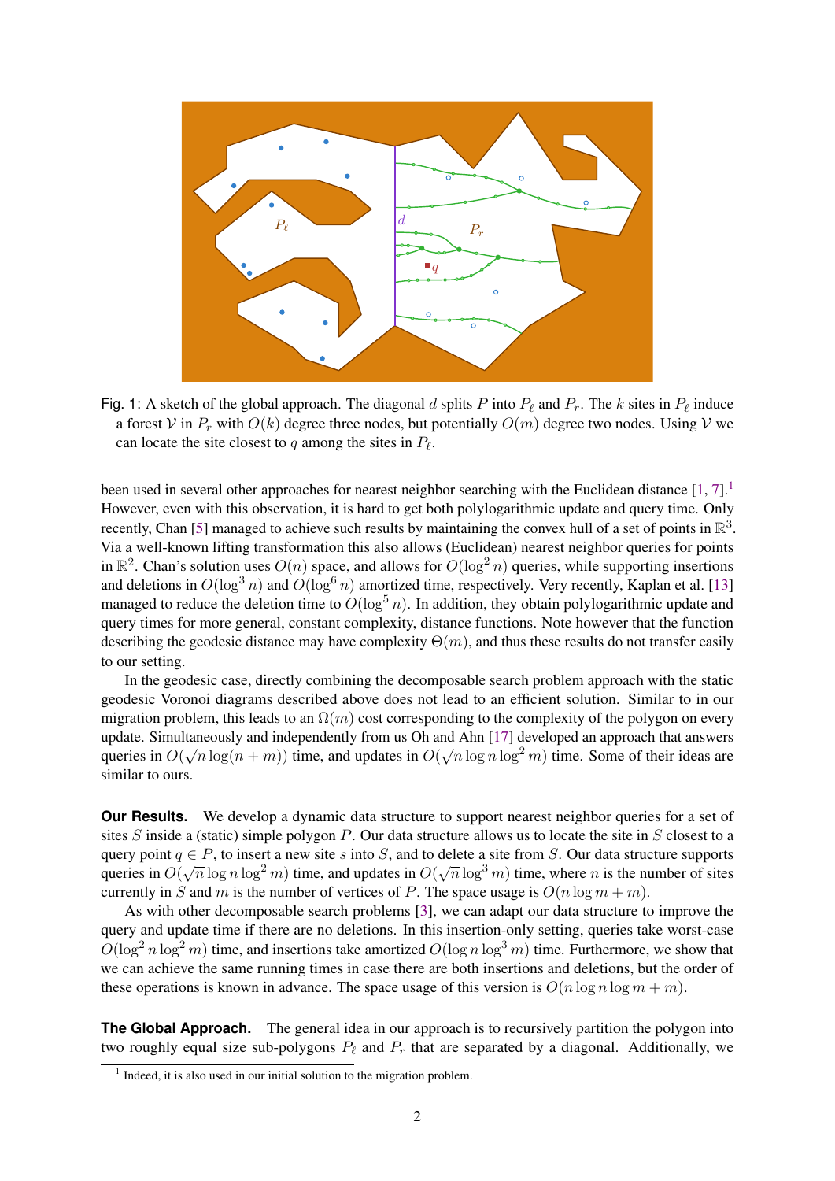Fig. 1: A sketch of the global approach. The diagonal $d$ splits $P$ into $P_\ell$ and $P_r$. The $k$ sites in $P_\ell$ induce a forest $\mathcal{V}$ in $P_r$ with $O(k)$ degree three nodes, but potentially $O(m)$ degree two nodes. Using $\mathcal{V}$ we can locate the site closest to $q$ among the sites in $P_\ell$.

been used in several other approaches for nearest neighbor searching with the Euclidean distance [1, 7].[1] However, even with this observation, it is hard to get both polylogarithmic update and query time. Only recently, Chan [5] managed to achieve such results by maintaining the convex hull of a set of points in $\mathbb{R}^3$. Via a well-known lifting transformation this also allows (Euclidean) nearest neighbor queries for points in $\mathbb{R}^2$. Chan's solution uses $O(n)$ space, and allows for $O(\log^2 n)$ queries, while supporting insertions and deletions in $O(\log^3 n)$ and $O(\log^6 n)$ amortized time, respectively. Very recently, Kaplan et al. [13] managed to reduce the deletion time to $O(\log^5 n)$. In addition, they obtain polylogarithmic update and query times for more general, constant complexity, distance functions. Note however that the function describing the geodesic distance may have complexity $\Theta(m)$, and thus these results do not transfer easily to our setting.

In the geodesic case, directly combining the decomposable search problem approach with the static geodesic Voronoi diagrams described above does not lead to an efficient solution. Similar to in our migration problem, this leads to an $\Omega(m)$ cost corresponding to the complexity of the polygon on every update. Simultaneously and independently from us Oh and Ahn [17] developed an approach that answers queries in $O(\sqrt{n}\log(n+m))$ time, and updates in $O(\sqrt{n}\log n \log^2 m)$ time. Some of their ideas are similar to ours.

**Our Results.** We develop a dynamic data structure to support nearest neighbor queries for a set of sites $S$ inside a (static) simple polygon $P$. Our data structure allows us to locate the site in $S$ closest to a query point $q \in P$, to insert a new site $s$ into $S$, and to delete a site from $S$. Our data structure supports queries in $O(\sqrt{n}\log n \log^2 m)$ time, and updates in $O(\sqrt{n}\log^3 m)$ time, where $n$ is the number of sites currently in $S$ and $m$ is the number of vertices of $P$. The space usage is $O(n \log m + m)$.

As with other decomposable search problems [3], we can adapt our data structure to improve the query and update time if there are no deletions. In this insertion-only setting, queries take worst-case $O(\log^2 n \log^2 m)$ time, and insertions take amortized $O(\log n \log^3 m)$ time. Furthermore, we show that we can achieve the same running times in case there are both insertions and deletions, but the order of these operations is known in advance. The space usage of this version is $O(n \log n \log m + m)$.

**The Global Approach.** The general idea in our approach is to recursively partition the polygon into two roughly equal size sub-polygons $P_\ell$ and $P_r$ that are separated by a diagonal. Additionally, we

[1] Indeed, it is also used in our initial solution to the migration problem.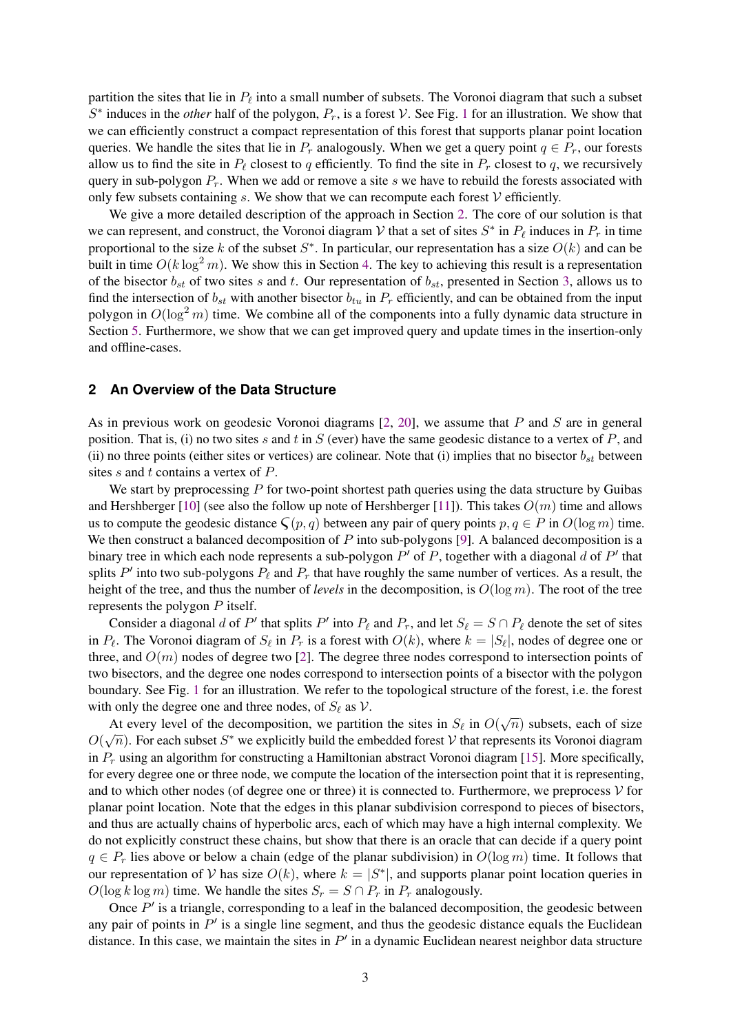partition the sites that lie in $P_\ell$ into a small number of subsets. The Voronoi diagram that such a subset $S^*$ induces in the *other* half of the polygon, $P_r$, is a forest $\mathcal{V}$. See Fig. 1 for an illustration. We show that we can efficiently construct a compact representation of this forest that supports planar point location queries. We handle the sites that lie in $P_r$ analogously. When we get a query point $q \in P_r$, our forests allow us to find the site in $P_\ell$ closest to $q$ efficiently. To find the site in $P_r$ closest to $q$, we recursively query in sub-polygon $P_r$. When we add or remove a site $s$ we have to rebuild the forests associated with only few subsets containing $s$. We show that we can recompute each forest $\mathcal{V}$ efficiently.

We give a more detailed description of the approach in Section 2. The core of our solution is that we can represent, and construct, the Voronoi diagram $\mathcal{V}$ that a set of sites $S^*$ in $P_\ell$ induces in $P_r$ in time proportional to the size $k$ of the subset $S^*$. In particular, our representation has a size $O(k)$ and can be built in time $O(k \log^2 m)$. We show this in Section 4. The key to achieving this result is a representation of the bisector $b_{st}$ of two sites $s$ and $t$. Our representation of $b_{st}$, presented in Section 3, allows us to find the intersection of $b_{st}$ with another bisector $b_{tu}$ in $P_r$ efficiently, and can be obtained from the input polygon in $O(\log^2 m)$ time. We combine all of the components into a fully dynamic data structure in Section 5. Furthermore, we show that we can get improved query and update times in the insertion-only and offline-cases.

## 2 An Overview of the Data Structure

As in previous work on geodesic Voronoi diagrams [2, 20], we assume that $P$ and $S$ are in general position. That is, (i) no two sites $s$ and $t$ in $S$ (ever) have the same geodesic distance to a vertex of $P$, and (ii) no three points (either sites or vertices) are colinear. Note that (i) implies that no bisector $b_{st}$ between sites $s$ and $t$ contains a vertex of $P$.

We start by preprocessing $P$ for two-point shortest path queries using the data structure by Guibas and Hershberger [10] (see also the follow up note of Hershberger [11]). This takes $O(m)$ time and allows us to compute the geodesic distance $\varsigma(p, q)$ between any pair of query points $p, q \in P$ in $O(\log m)$ time. We then construct a balanced decomposition of $P$ into sub-polygons [9]. A balanced decomposition is a binary tree in which each node represents a sub-polygon $P'$ of $P$, together with a diagonal $d$ of $P'$ that splits $P'$ into two sub-polygons $P_\ell$ and $P_r$ that have roughly the same number of vertices. As a result, the height of the tree, and thus the number of *levels* in the decomposition, is $O(\log m)$. The root of the tree represents the polygon $P$ itself.

Consider a diagonal $d$ of $P'$ that splits $P'$ into $P_\ell$ and $P_r$, and let $S_\ell = S \cap P_\ell$ denote the set of sites in $P_\ell$. The Voronoi diagram of $S_\ell$ in $P_r$ is a forest with $O(k)$, where $k = |S_\ell|$, nodes of degree one or three, and $O(m)$ nodes of degree two [2]. The degree three nodes correspond to intersection points of two bisectors, and the degree one nodes correspond to intersection points of a bisector with the polygon boundary. See Fig. 1 for an illustration. We refer to the topological structure of the forest, i.e. the forest with only the degree one and three nodes, of $S_\ell$ as $\mathcal{V}$.

At every level of the decomposition, we partition the sites in $S_\ell$ in $O(\sqrt{n})$ subsets, each of size $O(\sqrt{n})$. For each subset $S^*$ we explicitly build the embedded forest $\mathcal{V}$ that represents its Voronoi diagram in $P_r$ using an algorithm for constructing a Hamiltonian abstract Voronoi diagram [15]. More specifically, for every degree one or three node, we compute the location of the intersection point that it is representing, and to which other nodes (of degree one or three) it is connected to. Furthermore, we preprocess $\mathcal{V}$ for planar point location. Note that the edges in this planar subdivision correspond to pieces of bisectors, and thus are actually chains of hyperbolic arcs, each of which may have a high internal complexity. We do not explicitly construct these chains, but show that there is an oracle that can decide if a query point $q \in P_r$ lies above or below a chain (edge of the planar subdivision) in $O(\log m)$ time. It follows that our representation of $\mathcal{V}$ has size $O(k)$, where $k = |S^*|$, and supports planar point location queries in $O(\log k \log m)$ time. We handle the sites $S_r = S \cap P_r$ in $P_r$ analogously.

Once $P'$ is a triangle, corresponding to a leaf in the balanced decomposition, the geodesic between any pair of points in $P'$ is a single line segment, and thus the geodesic distance equals the Euclidean distance. In this case, we maintain the sites in $P'$ in a dynamic Euclidean nearest neighbor data structure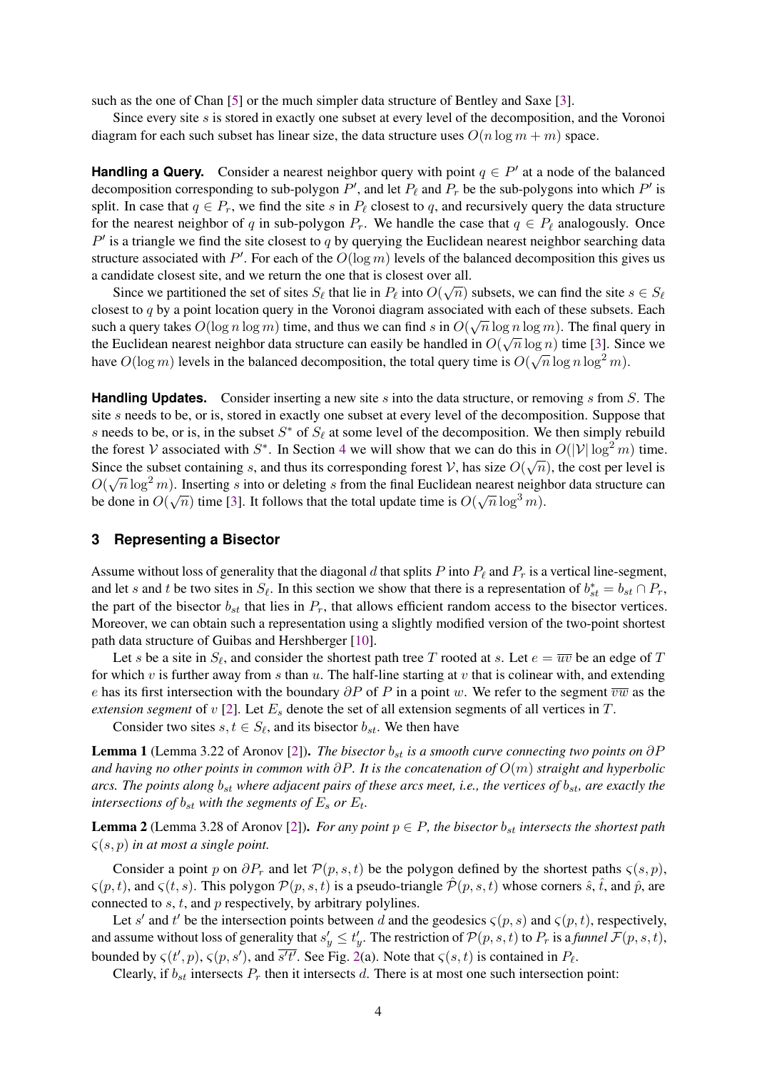such as the one of Chan [5] or the much simpler data structure of Bentley and Saxe [3].

Since every site $s$ is stored in exactly one subset at every level of the decomposition, and the Voronoi diagram for each such subset has linear size, the data structure uses $O(n \log m + m)$ space.

**Handling a Query.** Consider a nearest neighbor query with point $q \in P'$ at a node of the balanced decomposition corresponding to sub-polygon $P'$, and let $P_\ell$ and $P_r$ be the sub-polygons into which $P'$ is split. In case that $q \in P_r$, we find the site $s$ in $P_\ell$ closest to $q$, and recursively query the data structure for the nearest neighbor of $q$ in sub-polygon $P_r$. We handle the case that $q \in P_\ell$ analogously. Once $P'$ is a triangle we find the site closest to $q$ by querying the Euclidean nearest neighbor searching data structure associated with $P'$. For each of the $O(\log m)$ levels of the balanced decomposition this gives us a candidate closest site, and we return the one that is closest over all.

Since we partitioned the set of sites $S_\ell$ that lie in $P_\ell$ into $O(\sqrt{n})$ subsets, we can find the site $s \in S_\ell$ closest to $q$ by a point location query in the Voronoi diagram associated with each of these subsets. Each such a query takes $O(\log n \log m)$ time, and thus we can find $s$ in $O(\sqrt{n} \log n \log m)$. The final query in the Euclidean nearest neighbor data structure can easily be handled in $O(\sqrt{n} \log n)$ time [3]. Since we have $O(\log m)$ levels in the balanced decomposition, the total query time is $O(\sqrt{n} \log n \log^2 m)$.

**Handling Updates.** Consider inserting a new site $s$ into the data structure, or removing $s$ from $S$. The site $s$ needs to be, or is, stored in exactly one subset at every level of the decomposition. Suppose that $s$ needs to be, or is, in the subset $S^*$ of $S_\ell$ at some level of the decomposition. We then simply rebuild the forest $\mathcal{V}$ associated with $S^*$. In Section 4 we will show that we can do this in $O(|\mathcal{V}| \log^2 m)$ time. Since the subset containing $s$, and thus its corresponding forest $\mathcal{V}$, has size $O(\sqrt{n})$, the cost per level is $O(\sqrt{n} \log^2 m)$. Inserting $s$ into or deleting $s$ from the final Euclidean nearest neighbor data structure can be done in $O(\sqrt{n})$ time [3]. It follows that the total update time is $O(\sqrt{n} \log^3 m)$.

## 3 Representing a Bisector

Assume without loss of generality that the diagonal $d$ that splits $P$ into $P_\ell$ and $P_r$ is a vertical line-segment, and let $s$ and $t$ be two sites in $S_\ell$. In this section we show that there is a representation of $b^*_{st} = b_{st} \cap P_r$, the part of the bisector $b_{st}$ that lies in $P_r$, that allows efficient random access to the bisector vertices. Moreover, we can obtain such a representation using a slightly modified version of the two-point shortest path data structure of Guibas and Hershberger [10].

Let $s$ be a site in $S_\ell$, and consider the shortest path tree $T$ rooted at $s$. Let $e = \overline{uv}$ be an edge of $T$ for which $v$ is further away from $s$ than $u$. The half-line starting at $v$ that is colinear with, and extending $e$ has its first intersection with the boundary $\partial P$ of $P$ in a point $w$. We refer to the segment $\overline{vw}$ as the *extension segment* of $v$ [2]. Let $E_s$ denote the set of all extension segments of all vertices in $T$.

Consider two sites $s, t \in S_\ell$, and its bisector $b_{st}$. We then have

**Lemma 1** (Lemma 3.22 of Aronov [2]). *The bisector $b_{st}$ is a smooth curve connecting two points on $\partial P$ and having no other points in common with $\partial P$. It is the concatenation of $O(m)$ straight and hyperbolic arcs. The points along $b_{st}$ where adjacent pairs of these arcs meet, i.e., the vertices of $b_{st}$, are exactly the intersections of $b_{st}$ with the segments of $E_s$ or $E_t$.*

**Lemma 2** (Lemma 3.28 of Aronov [2]). *For any point $p \in P$, the bisector $b_{st}$ intersects the shortest path $\varsigma(s, p)$ in at most a single point.*

Consider a point $p$ on $\partial P_r$ and let $\mathcal{P}(p, s, t)$ be the polygon defined by the shortest paths $\varsigma(s, p)$, $\varsigma(p, t)$, and $\varsigma(t, s)$. This polygon $\mathcal{P}(p, s, t)$ is a pseudo-triangle $\hat{\mathcal{P}}(p, s, t)$ whose corners $\hat{s}$, $\hat{t}$, and $\hat{p}$, are connected to $s$, $t$, and $p$ respectively, by arbitrary polylines.

Let $s'$ and $t'$ be the intersection points between $d$ and the geodesics $\varsigma(p, s)$ and $\varsigma(p, t)$, respectively, and assume without loss of generality that $s'_y \leq t'_y$. The restriction of $\mathcal{P}(p, s, t)$ to $P_r$ is a *funnel* $\mathcal{F}(p, s, t)$, bounded by $\varsigma(t', p)$, $\varsigma(p, s')$, and $\overline{s't'}$. See Fig. 2(a). Note that $\varsigma(s, t)$ is contained in $P_\ell$.

Clearly, if $b_{st}$ intersects $P_r$ then it intersects $d$. There is at most one such intersection point: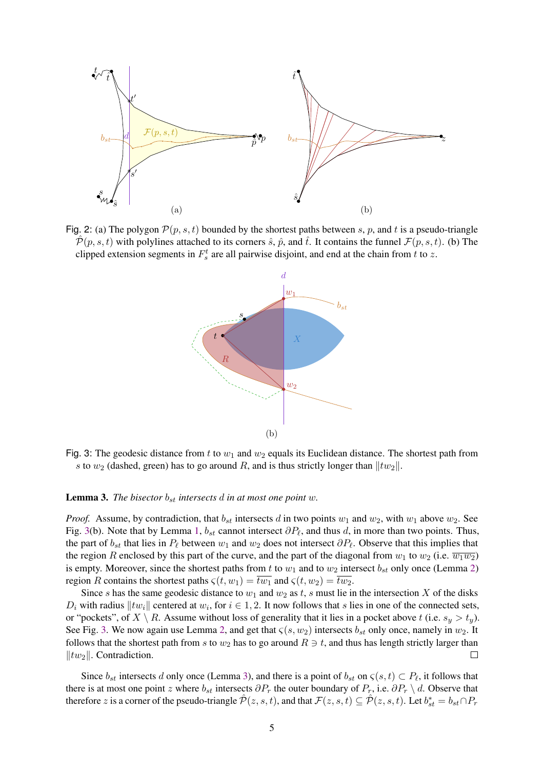Fig. 2: (a) The polygon $\mathcal{P}(p,s,t)$ bounded by the shortest paths between $s$, $p$, and $t$ is a pseudo-triangle $\hat{\mathcal{P}}(p,s,t)$ with polylines attached to its corners $\hat{s}$, $\hat{p}$, and $\hat{t}$. It contains the funnel $\mathcal{F}(p,s,t)$. (b) The clipped extension segments in $F_s^t$ are all pairwise disjoint, and end at the chain from $t$ to $z$.

Fig. 3: The geodesic distance from $t$ to $w_1$ and $w_2$ equals its Euclidean distance. The shortest path from $s$ to $w_2$ (dashed, green) has to go around $R$, and is thus strictly longer than $\|tw_2\|$.

**Lemma 3.** *The bisector $b_{st}$ intersects $d$ in at most one point $w$.*

*Proof.* Assume, by contradiction, that $b_{st}$ intersects $d$ in two points $w_1$ and $w_2$, with $w_1$ above $w_2$. See Fig. 3(b). Note that by Lemma 1, $b_{st}$ cannot intersect $\partial P_\ell$, and thus $d$, in more than two points. Thus, the part of $b_{st}$ that lies in $P_\ell$ between $w_1$ and $w_2$ does not intersect $\partial P_\ell$. Observe that this implies that the region $R$ enclosed by this part of the curve, and the part of the diagonal from $w_1$ to $w_2$ (i.e. $\overline{w_1 w_2}$) is empty. Moreover, since the shortest paths from $t$ to $w_1$ and to $w_2$ intersect $b_{st}$ only once (Lemma 2) region $R$ contains the shortest paths $\varsigma(t, w_1) = \overline{tw_1}$ and $\varsigma(t, w_2) = \overline{tw_2}$.

Since $s$ has the same geodesic distance to $w_1$ and $w_2$ as $t$, $s$ must lie in the intersection $X$ of the disks $D_i$ with radius $\|tw_i\|$ centered at $w_i$, for $i \in 1, 2$. It now follows that $s$ lies in one of the connected sets, or "pockets", of $X \setminus R$. Assume without loss of generality that it lies in a pocket above $t$ (i.e. $s_y > t_y$). See Fig. 3. We now again use Lemma 2, and get that $\varsigma(s, w_2)$ intersects $b_{st}$ only once, namely in $w_2$. It follows that the shortest path from $s$ to $w_2$ has to go around $R \ni t$, and thus has length strictly larger than $\|tw_2\|$. Contradiction. $\square$

Since $b_{st}$ intersects $d$ only once (Lemma 3), and there is a point of $b_{st}$ on $\varsigma(s, t) \subset P_\ell$, it follows that there is at most one point $z$ where $b_{st}$ intersects $\partial P_r$ the outer boundary of $P_r$, i.e. $\partial P_r \setminus d$. Observe that therefore $z$ is a corner of the pseudo-triangle $\hat{\mathcal{P}}(z, s, t)$, and that $\mathcal{F}(z, s, t) \subseteq \hat{\mathcal{P}}(z, s, t)$. Let $b_{st}^* = b_{st} \cap P_r$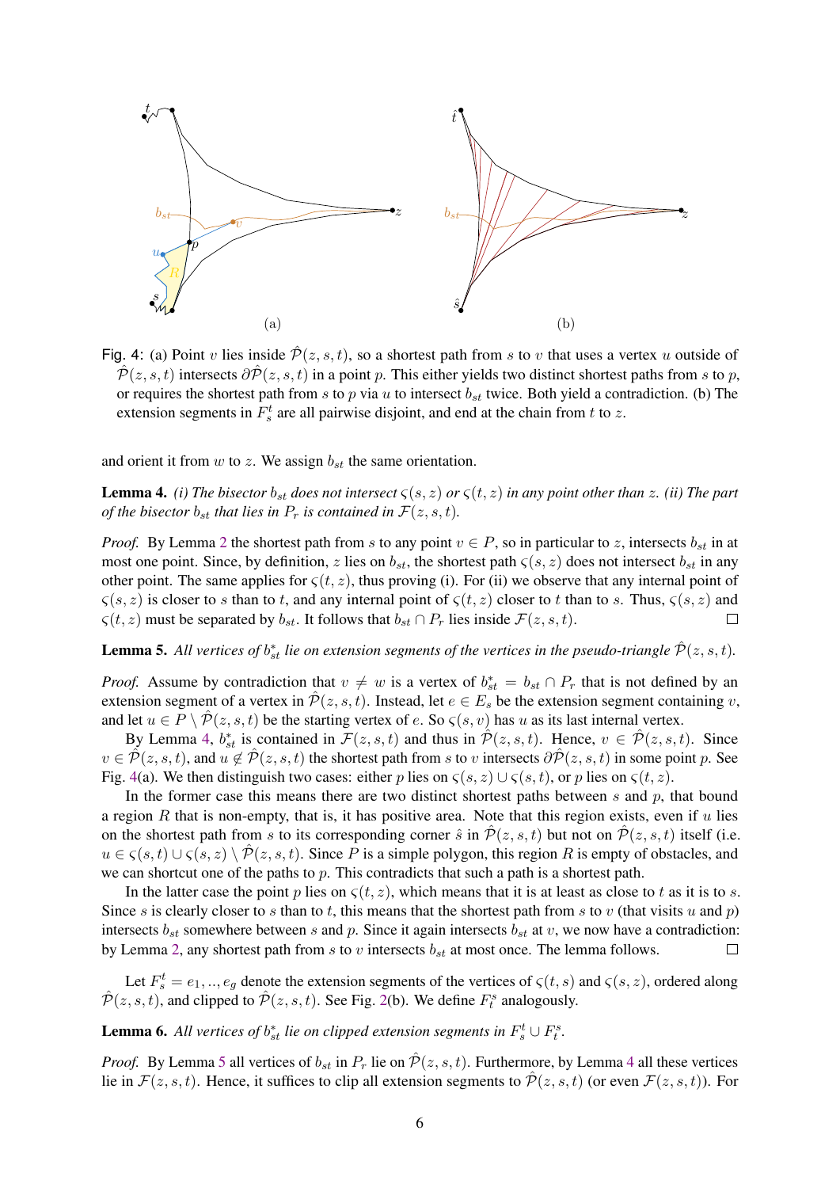Fig. 4: (a) Point $v$ lies inside $\hat{\mathcal{P}}(z,s,t)$, so a shortest path from $s$ to $v$ that uses a vertex $u$ outside of $\hat{\mathcal{P}}(z,s,t)$ intersects $\partial\hat{\mathcal{P}}(z,s,t)$ in a point $p$. This either yields two distinct shortest paths from $s$ to $p$, or requires the shortest path from $s$ to $p$ via $u$ to intersect $b_{st}$ twice. Both yield a contradiction. (b) The extension segments in $F_s^t$ are all pairwise disjoint, and end at the chain from $t$ to $z$.

and orient it from $w$ to $z$. We assign $b_{st}$ the same orientation.

**Lemma 4.** *(i) The bisector $b_{st}$ does not intersect $\varsigma(s,z)$ or $\varsigma(t,z)$ in any point other than $z$. (ii) The part of the bisector $b_{st}$ that lies in $P_r$ is contained in $\mathcal{F}(z,s,t)$.*

*Proof.* By Lemma 2 the shortest path from $s$ to any point $v \in P$, so in particular to $z$, intersects $b_{st}$ in at most one point. Since, by definition, $z$ lies on $b_{st}$, the shortest path $\varsigma(s,z)$ does not intersect $b_{st}$ in any other point. The same applies for $\varsigma(t,z)$, thus proving (i). For (ii) we observe that any internal point of $\varsigma(s,z)$ is closer to $s$ than to $t$, and any internal point of $\varsigma(t,z)$ closer to $t$ than to $s$. Thus, $\varsigma(s,z)$ and $\varsigma(t,z)$ must be separated by $b_{st}$. It follows that $b_{st} \cap P_r$ lies inside $\mathcal{F}(z,s,t)$. $\square$

**Lemma 5.** *All vertices of $b_{st}^*$ lie on extension segments of the vertices in the pseudo-triangle $\hat{\mathcal{P}}(z,s,t)$.*

*Proof.* Assume by contradiction that $v \neq w$ is a vertex of $b_{st}^* = b_{st} \cap P_r$ that is not defined by an extension segment of a vertex in $\hat{\mathcal{P}}(z,s,t)$. Instead, let $e \in E_s$ be the extension segment containing $v$, and let $u \in P \setminus \hat{\mathcal{P}}(z,s,t)$ be the starting vertex of $e$. So $\varsigma(s,v)$ has $u$ as its last internal vertex.

By Lemma 4, $b_{st}^*$ is contained in $\mathcal{F}(z,s,t)$ and thus in $\hat{\mathcal{P}}(z,s,t)$. Hence, $v \in \hat{\mathcal{P}}(z,s,t)$. Since $v \in \hat{\mathcal{P}}(z,s,t)$, and $u \notin \hat{\mathcal{P}}(z,s,t)$ the shortest path from $s$ to $v$ intersects $\partial\hat{\mathcal{P}}(z,s,t)$ in some point $p$. See Fig. 4(a). We then distinguish two cases: either $p$ lies on $\varsigma(s,z) \cup \varsigma(s,t)$, or $p$ lies on $\varsigma(t,z)$.

In the former case this means there are two distinct shortest paths between $s$ and $p$, that bound a region $R$ that is non-empty, that is, it has positive area. Note that this region exists, even if $u$ lies on the shortest path from $s$ to its corresponding corner $\hat{s}$ in $\hat{\mathcal{P}}(z,s,t)$ but not on $\hat{\mathcal{P}}(z,s,t)$ itself (i.e. $u \in \varsigma(s,t) \cup \varsigma(s,z) \setminus \hat{\mathcal{P}}(z,s,t)$. Since $P$ is a simple polygon, this region $R$ is empty of obstacles, and we can shortcut one of the paths to $p$. This contradicts that such a path is a shortest path.

In the latter case the point $p$ lies on $\varsigma(t,z)$, which means that it is at least as close to $t$ as it is to $s$. Since $s$ is clearly closer to $s$ than to $t$, this means that the shortest path from $s$ to $v$ (that visits $u$ and $p$) intersects $b_{st}$ somewhere between $s$ and $p$. Since it again intersects $b_{st}$ at $v$, we now have a contradiction: by Lemma 2, any shortest path from $s$ to $v$ intersects $b_{st}$ at most once. The lemma follows. $\square$

Let $F_s^t = e_1, .., e_g$ denote the extension segments of the vertices of $\varsigma(t,s)$ and $\varsigma(s,z)$, ordered along $\hat{\mathcal{P}}(z,s,t)$, and clipped to $\hat{\mathcal{P}}(z,s,t)$. See Fig. 2(b). We define $F_t^s$ analogously.

**Lemma 6.** *All vertices of $b_{st}^*$ lie on clipped extension segments in $F_s^t \cup F_t^s$.*

*Proof.* By Lemma 5 all vertices of $b_{st}$ in $P_r$ lie on $\hat{\mathcal{P}}(z,s,t)$. Furthermore, by Lemma 4 all these vertices lie in $\mathcal{F}(z,s,t)$. Hence, it suffices to clip all extension segments to $\hat{\mathcal{P}}(z,s,t)$ (or even $\mathcal{F}(z,s,t)$). For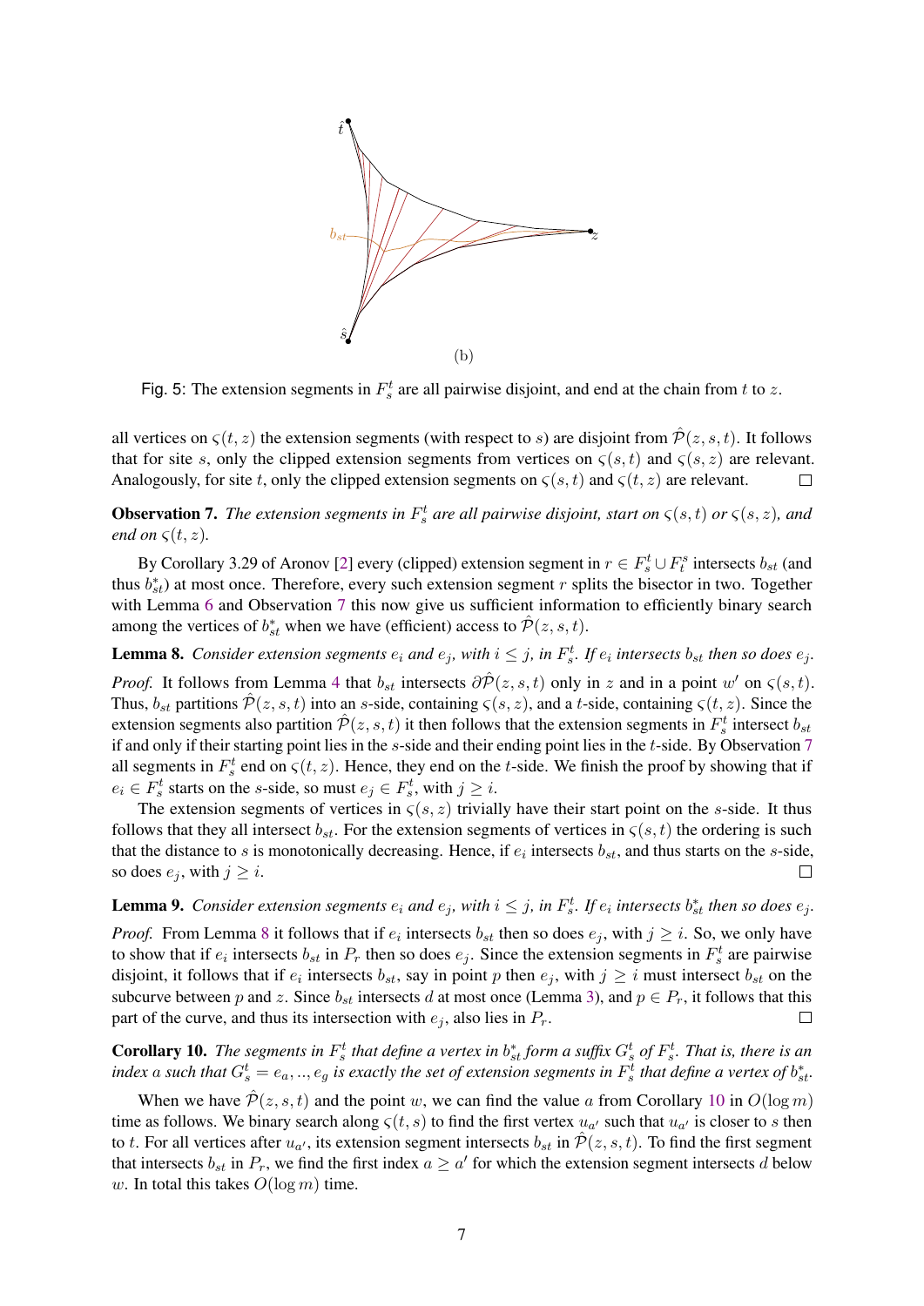(b)

Fig. 5: The extension segments in $F_s^t$ are all pairwise disjoint, and end at the chain from $t$ to $z$.

all vertices on $\varsigma(t,z)$ the extension segments (with respect to $s$) are disjoint from $\hat{\mathcal{P}}(z,s,t)$. It follows that for site $s$, only the clipped extension segments from vertices on $\varsigma(s,t)$ and $\varsigma(s,z)$ are relevant. Analogously, for site $t$, only the clipped extension segments on $\varsigma(s,t)$ and $\varsigma(t,z)$ are relevant. □

**Observation 7.** *The extension segments in $F_s^t$ are all pairwise disjoint, start on $\varsigma(s,t)$ or $\varsigma(s,z)$, and end on $\varsigma(t,z)$.*

By Corollary 3.29 of Aronov [2] every (clipped) extension segment in $r \in F_s^t \cup F_t^s$ intersects $b_{st}$ (and thus $b_{st}^*$) at most once. Therefore, every such extension segment $r$ splits the bisector in two. Together with Lemma 6 and Observation 7 this now give us sufficient information to efficiently binary search among the vertices of $b_{st}^*$ when we have (efficient) access to $\hat{\mathcal{P}}(z,s,t)$.

**Lemma 8.** *Consider extension segments $e_i$ and $e_j$, with $i \leq j$, in $F_s^t$. If $e_i$ intersects $b_{st}$ then so does $e_j$.*

*Proof.* It follows from Lemma 4 that $b_{st}$ intersects $\partial\hat{\mathcal{P}}(z,s,t)$ only in $z$ and in a point $w'$ on $\varsigma(s,t)$. Thus, $b_{st}$ partitions $\hat{\mathcal{P}}(z,s,t)$ into an $s$-side, containing $\varsigma(s,z)$, and a $t$-side, containing $\varsigma(t,z)$. Since the extension segments also partition $\hat{\mathcal{P}}(z,s,t)$ it then follows that the extension segments in $F_s^t$ intersect $b_{st}$ if and only if their starting point lies in the $s$-side and their ending point lies in the $t$-side. By Observation 7 all segments in $F_s^t$ end on $\varsigma(t,z)$. Hence, they end on the $t$-side. We finish the proof by showing that if $e_i \in F_s^t$ starts on the $s$-side, so must $e_j \in F_s^t$, with $j \geq i$.

The extension segments of vertices in $\varsigma(s,z)$ trivially have their start point on the $s$-side. It thus follows that they all intersect $b_{st}$. For the extension segments of vertices in $\varsigma(s,t)$ the ordering is such that the distance to $s$ is monotonically decreasing. Hence, if $e_i$ intersects $b_{st}$, and thus starts on the $s$-side, so does $e_j$, with $j \geq i$. □

**Lemma 9.** *Consider extension segments $e_i$ and $e_j$, with $i \leq j$, in $F_s^t$. If $e_i$ intersects $b_{st}^*$ then so does $e_j$.*

*Proof.* From Lemma 8 it follows that if $e_i$ intersects $b_{st}$ then so does $e_j$, with $j \geq i$. So, we only have to show that if $e_i$ intersects $b_{st}$ in $P_r$ then so does $e_j$. Since the extension segments in $F_s^t$ are pairwise disjoint, it follows that if $e_i$ intersects $b_{st}$, say in point $p$ then $e_j$, with $j \geq i$ must intersect $b_{st}$ on the subcurve between $p$ and $z$. Since $b_{st}$ intersects $d$ at most once (Lemma 3), and $p \in P_r$, it follows that this part of the curve, and thus its intersection with $e_j$, also lies in $P_r$. □

**Corollary 10.** *The segments in $F_s^t$ that define a vertex in $b_{st}^*$ form a suffix $G_s^t$ of $F_s^t$. That is, there is an index $a$ such that $G_s^t = e_a, .., e_g$ is exactly the set of extension segments in $F_s^t$ that define a vertex of $b_{st}^*$.*

When we have $\hat{\mathcal{P}}(z,s,t)$ and the point $w$, we can find the value $a$ from Corollary 10 in $O(\log m)$ time as follows. We binary search along $\varsigma(t,s)$ to find the first vertex $u_{a'}$ such that $u_{a'}$ is closer to $s$ then to $t$. For all vertices after $u_{a'}$, its extension segment intersects $b_{st}$ in $\hat{\mathcal{P}}(z,s,t)$. To find the first segment that intersects $b_{st}$ in $P_r$, we find the first index $a \geq a'$ for which the extension segment intersects $d$ below $w$. In total this takes $O(\log m)$ time.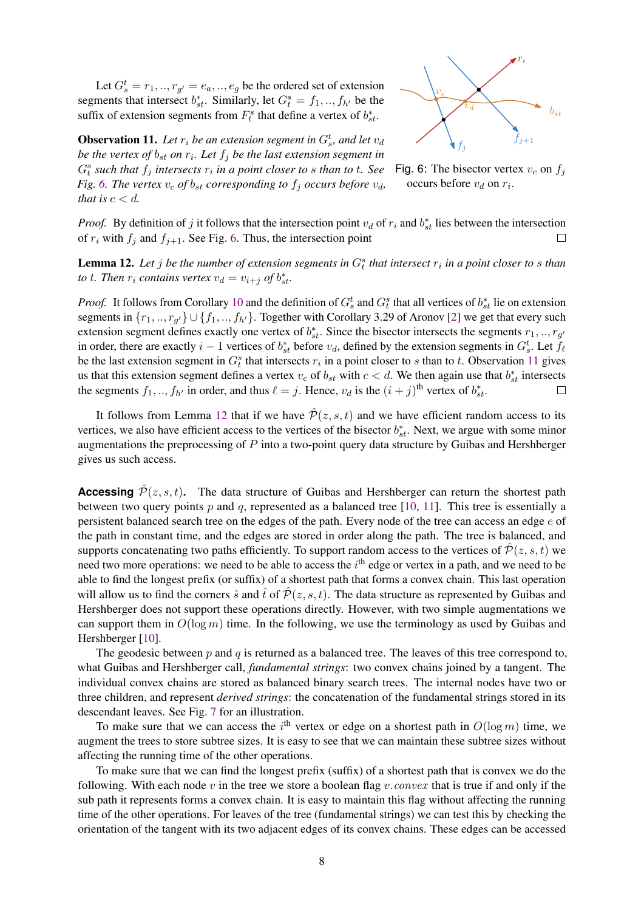Let $G_s^t = r_1, .., r_{g'} = e_a, .., e_g$ be the ordered set of extension segments that intersect $b_{st}^*$. Similarly, let $G_t^s = f_1, .., f_{h'}$ be the suffix of extension segments from $F_t^s$ that define a vertex of $b_{st}^*$.

**Observation 11.** *Let $r_i$ be an extension segment in $G_s^t$, and let $v_d$ be the vertex of $b_{st}$ on $r_i$. Let $f_j$ be the last extension segment in $G_t^s$ such that $f_j$ intersects $r_i$ in a point closer to $s$ than to $t$. See Fig. 6. The vertex $v_c$ of $b_{st}$ corresponding to $f_j$ occurs before $v_d$, that is $c < d$.*

Fig. 6: The bisector vertex $v_c$ on $f_j$ occurs before $v_d$ on $r_i$.

*Proof.* By definition of $j$ it follows that the intersection point $v_d$ of $r_i$ and $b_{st}^*$ lies between the intersection of $r_i$ with $f_j$ and $f_{j+1}$. See Fig. 6. Thus, the intersection point □

**Lemma 12.** *Let $j$ be the number of extension segments in $G_t^s$ that intersect $r_i$ in a point closer to $s$ than to $t$. Then $r_i$ contains vertex $v_d = v_{i+j}$ of $b_{st}^*$.*

*Proof.* It follows from Corollary 10 and the definition of $G_s^t$ and $G_t^s$ that all vertices of $b_{st}^*$ lie on extension segments in $\{r_1, .., r_{g'}\} \cup \{f_1, .., f_{h'}\}$. Together with Corollary 3.29 of Aronov [2] we get that every such extension segment defines exactly one vertex of $b_{st}^*$. Since the bisector intersects the segments $r_1, .., r_{g'}$ in order, there are exactly $i - 1$ vertices of $b_{st}^*$ before $v_d$, defined by the extension segments in $G_s^t$. Let $f_\ell$ be the last extension segment in $G_t^s$ that intersects $r_i$ in a point closer to $s$ than to $t$. Observation 11 gives us that this extension segment defines a vertex $v_c$ of $b_{st}$ with $c < d$. We then again use that $b_{st}^*$ intersects the segments $f_1, .., f_{h'}$ in order, and thus $\ell = j$. Hence, $v_d$ is the $(i + j)^{\text{th}}$ vertex of $b_{st}^*$. □

It follows from Lemma 12 that if we have $\hat{\mathcal{P}}(z, s, t)$ and we have efficient random access to its vertices, we also have efficient access to the vertices of the bisector $b_{st}^*$. Next, we argue with some minor augmentations the preprocessing of $P$ into a two-point query data structure by Guibas and Hershberger gives us such access.

**Accessing $\hat{\mathcal{P}}(z, s, t)$.** The data structure of Guibas and Hershberger can return the shortest path between two query points $p$ and $q$, represented as a balanced tree [10, 11]. This tree is essentially a persistent balanced search tree on the edges of the path. Every node of the tree can access an edge $e$ of the path in constant time, and the edges are stored in order along the path. The tree is balanced, and supports concatenating two paths efficiently. To support random access to the vertices of $\hat{\mathcal{P}}(z, s, t)$ we need two more operations: we need to be able to access the $i^{\text{th}}$ edge or vertex in a path, and we need to be able to find the longest prefix (or suffix) of a shortest path that forms a convex chain. This last operation will allow us to find the corners $\hat{s}$ and $\hat{t}$ of $\hat{\mathcal{P}}(z, s, t)$. The data structure as represented by Guibas and Hershberger does not support these operations directly. However, with two simple augmentations we can support them in $O(\log m)$ time. In the following, we use the terminology as used by Guibas and Hershberger [10].

The geodesic between $p$ and $q$ is returned as a balanced tree. The leaves of this tree correspond to, what Guibas and Hershberger call, *fundamental strings*: two convex chains joined by a tangent. The individual convex chains are stored as balanced binary search trees. The internal nodes have two or three children, and represent *derived strings*: the concatenation of the fundamental strings stored in its descendant leaves. See Fig. 7 for an illustration.

To make sure that we can access the $i^{\text{th}}$ vertex or edge on a shortest path in $O(\log m)$ time, we augment the trees to store subtree sizes. It is easy to see that we can maintain these subtree sizes without affecting the running time of the other operations.

To make sure that we can find the longest prefix (suffix) of a shortest path that is convex we do the following. With each node $v$ in the tree we store a boolean flag $v.convex$ that is true if and only if the sub path it represents forms a convex chain. It is easy to maintain this flag without affecting the running time of the other operations. For leaves of the tree (fundamental strings) we can test this by checking the orientation of the tangent with its two adjacent edges of its convex chains. These edges can be accessed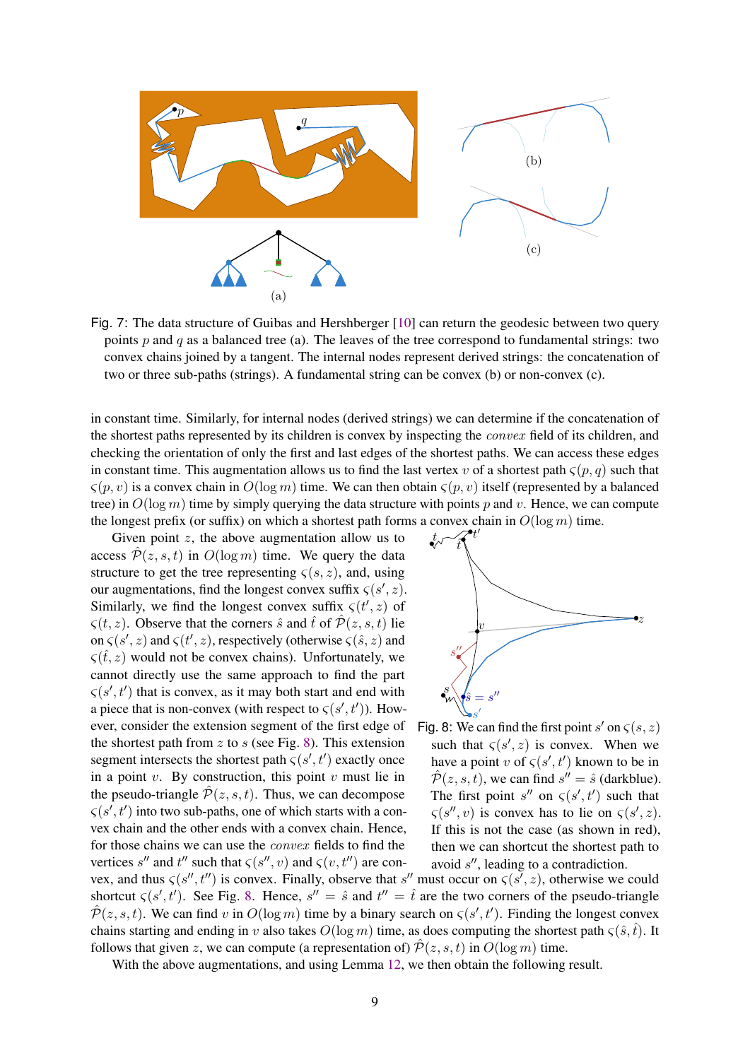Fig. 7: The data structure of Guibas and Hershberger [10] can return the geodesic between two query points $p$ and $q$ as a balanced tree (a). The leaves of the tree correspond to fundamental strings: two convex chains joined by a tangent. The internal nodes represent derived strings: the concatenation of two or three sub-paths (strings). A fundamental string can be convex (b) or non-convex (c).

in constant time. Similarly, for internal nodes (derived strings) we can determine if the concatenation of the shortest paths represented by its children is convex by inspecting the *convex* field of its children, and checking the orientation of only the first and last edges of the shortest paths. We can access these edges in constant time. This augmentation allows us to find the last vertex $v$ of a shortest path $\varsigma(p, q)$ such that $\varsigma(p, v)$ is a convex chain in $O(\log m)$ time. We can then obtain $\varsigma(p, v)$ itself (represented by a balanced tree) in $O(\log m)$ time by simply querying the data structure with points $p$ and $v$. Hence, we can compute the longest prefix (or suffix) on which a shortest path forms a convex chain in $O(\log m)$ time.

Given point $z$, the above augmentation allow us to access $\hat{\mathcal{P}}(z, s, t)$ in $O(\log m)$ time. We query the data structure to get the tree representing $\varsigma(s, z)$, and, using our augmentations, find the longest convex suffix $\varsigma(s', z)$. Similarly, we find the longest convex suffix $\varsigma(t', z)$ of $\varsigma(t, z)$. Observe that the corners $\hat{s}$ and $\hat{t}$ of $\hat{\mathcal{P}}(z, s, t)$ lie on $\varsigma(s', z)$ and $\varsigma(t', z)$, respectively (otherwise $\varsigma(\hat{s}, z)$ and $\varsigma(\hat{t}, z)$ would not be convex chains). Unfortunately, we cannot directly use the same approach to find the part $\varsigma(s', t')$ that is convex, as it may both start and end with a piece that is non-convex (with respect to $\varsigma(s', t')$). However, consider the extension segment of the first edge of the shortest path from $z$ to $s$ (see Fig. 8). This extension segment intersects the shortest path $\varsigma(s', t')$ exactly once in a point $v$. By construction, this point $v$ must lie in the pseudo-triangle $\hat{\mathcal{P}}(z, s, t)$. Thus, we can decompose $\varsigma(s', t')$ into two sub-paths, one of which starts with a convex chain and the other ends with a convex chain. Hence, for those chains we can use the *convex* fields to find the vertices $s''$ and $t''$ such that $\varsigma(s'', v)$ and $\varsigma(v, t'')$ are convex, and thus $\varsigma(s'', t'')$ is convex. Finally, observe that $s''$ must occur on $\varsigma(s', z)$, otherwise we could shortcut $\varsigma(s', t')$. See Fig. 8. Hence, $s'' = \hat{s}$ and $t'' = \hat{t}$ are the two corners of the pseudo-triangle $\hat{\mathcal{P}}(z, s, t)$. We can find $v$ in $O(\log m)$ time by a binary search on $\varsigma(s', t')$. Finding the longest convex chains starting and ending in $v$ also takes $O(\log m)$ time, as does computing the shortest path $\varsigma(\hat{s}, \hat{t})$. It follows that given $z$, we can compute (a representation of) $\hat{\mathcal{P}}(z, s, t)$ in $O(\log m)$ time.

Fig. 8: We can find the first point $s'$ on $\varsigma(s, z)$ such that $\varsigma(s', z)$ is convex. When we have a point $v$ of $\varsigma(s', t')$ known to be in $\hat{\mathcal{P}}(z, s, t)$, we can find $s'' = \hat{s}$ (darkblue). The first point $s''$ on $\varsigma(s', t')$ such that $\varsigma(s'', v)$ is convex has to lie on $\varsigma(s', z)$. If this is not the case (as shown in red), then we can shortcut the shortest path to avoid $s''$, leading to a contradiction.

With the above augmentations, and using Lemma 12, we then obtain the following result.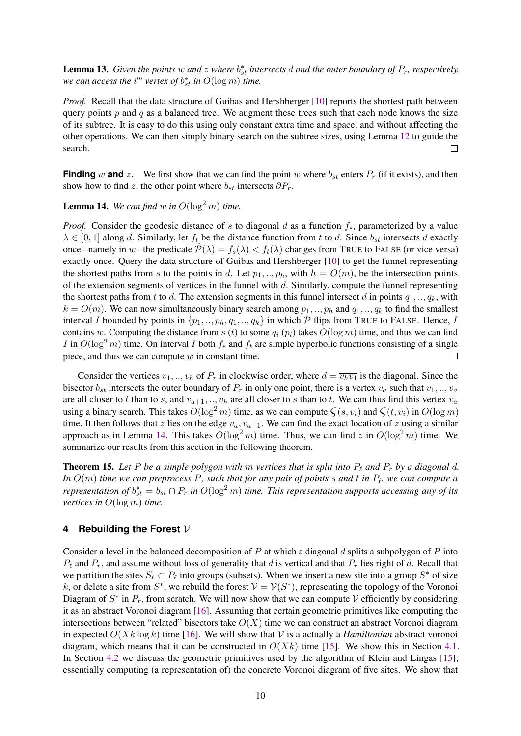**Lemma 13.** *Given the points $w$ and $z$ where $b^*_{st}$ intersects $d$ and the outer boundary of $P_r$, respectively, we can access the $i^{th}$ vertex of $b^*_{st}$ in $O(\log m)$ time.*

*Proof.* Recall that the data structure of Guibas and Hershberger [10] reports the shortest path between query points $p$ and $q$ as a balanced tree. We augment these trees such that each node knows the size of its subtree. It is easy to do this using only constant extra time and space, and without affecting the other operations. We can then simply binary search on the subtree sizes, using Lemma 12 to guide the search. □

**Finding $w$ and $z$.** We first show that we can find the point $w$ where $b_{st}$ enters $P_r$ (if it exists), and then show how to find $z$, the other point where $b_{st}$ intersects $\partial P_r$.

**Lemma 14.** *We can find $w$ in $O(\log^2 m)$ time.*

*Proof.* Consider the geodesic distance of $s$ to diagonal $d$ as a function $f_s$, parameterized by a value $\lambda \in [0, 1]$ along $d$. Similarly, let $f_t$ be the distance function from $t$ to $d$. Since $b_{st}$ intersects $d$ exactly once –namely in $w$– the predicate $\hat{\mathcal{P}}(\lambda) = f_s(\lambda) < f_t(\lambda)$ changes from TRUE to FALSE (or vice versa) exactly once. Query the data structure of Guibas and Hershberger [10] to get the funnel representing the shortest paths from $s$ to the points in $d$. Let $p_1, .., p_h$, with $h = O(m)$, be the intersection points of the extension segments of vertices in the funnel with $d$. Similarly, compute the funnel representing the shortest paths from $t$ to $d$. The extension segments in this funnel intersect $d$ in points $q_1, .., q_k$, with $k = O(m)$. We can now simultaneously binary search among $p_1, .., p_h$ and $q_1, .., q_k$ to find the smallest interval $I$ bounded by points in $\{p_1, .., p_h, q_1, .., q_k\}$ in which $\hat{\mathcal{P}}$ flips from TRUE to FALSE. Hence, $I$ contains $w$. Computing the distance from $s$ ($t$) to some $q_i$ ($p_i$) takes $O(\log m)$ time, and thus we can find $I$ in $O(\log^2 m)$ time. On interval $I$ both $f_s$ and $f_t$ are simple hyperbolic functions consisting of a single piece, and thus we can compute $w$ in constant time. □

Consider the vertices $v_1, .., v_h$ of $P_r$ in clockwise order, where $d = \overline{v_h v_1}$ is the diagonal. Since the bisector $b_{st}$ intersects the outer boundary of $P_r$ in only one point, there is a vertex $v_a$ such that $v_1, .., v_a$ are all closer to $t$ than to $s$, and $v_{a+1}, .., v_h$ are all closer to $s$ than to $t$. We can thus find this vertex $v_a$ using a binary search. This takes $O(\log^2 m)$ time, as we can compute $\varsigma(s, v_i)$ and $\varsigma(t, v_i)$ in $O(\log m)$ time. It then follows that $z$ lies on the edge $\overline{v_a, v_{a+1}}$. We can find the exact location of $z$ using a similar approach as in Lemma 14. This takes $O(\log^2 m)$ time. Thus, we can find $z$ in $O(\log^2 m)$ time. We summarize our results from this section in the following theorem.

**Theorem 15.** *Let $P$ be a simple polygon with $m$ vertices that is split into $P_\ell$ and $P_r$ by a diagonal $d$. In $O(m)$ time we can preprocess $P$, such that for any pair of points $s$ and $t$ in $P_\ell$, we can compute a representation of $b^*_{st} = b_{st} \cap P_r$ in $O(\log^2 m)$ time. This representation supports accessing any of its vertices in $O(\log m)$ time.*

## 4 Rebuilding the Forest $\mathcal{V}$

Consider a level in the balanced decomposition of $P$ at which a diagonal $d$ splits a subpolygon of $P$ into $P_\ell$ and $P_r$, and assume without loss of generality that $d$ is vertical and that $P_r$ lies right of $d$. Recall that we partition the sites $S_\ell \subset P_\ell$ into groups (subsets). When we insert a new site into a group $S^*$ of size $k$, or delete a site from $S^*$, we rebuild the forest $\mathcal{V} = \mathcal{V}(S^*)$, representing the topology of the Voronoi Diagram of $S^*$ in $P_r$, from scratch. We will now show that we can compute $\mathcal{V}$ efficiently by considering it as an abstract Voronoi diagram [16]. Assuming that certain geometric primitives like computing the intersections between "related" bisectors take $O(X)$ time we can construct an abstract Voronoi diagram in expected $O(Xk \log k)$ time [16]. We will show that $\mathcal{V}$ is a actually a *Hamiltonian* abstract voronoi diagram, which means that it can be constructed in $O(Xk)$ time [15]. We show this in Section 4.1. In Section 4.2 we discuss the geometric primitives used by the algorithm of Klein and Lingas [15]; essentially computing (a representation of) the concrete Voronoi diagram of five sites. We show that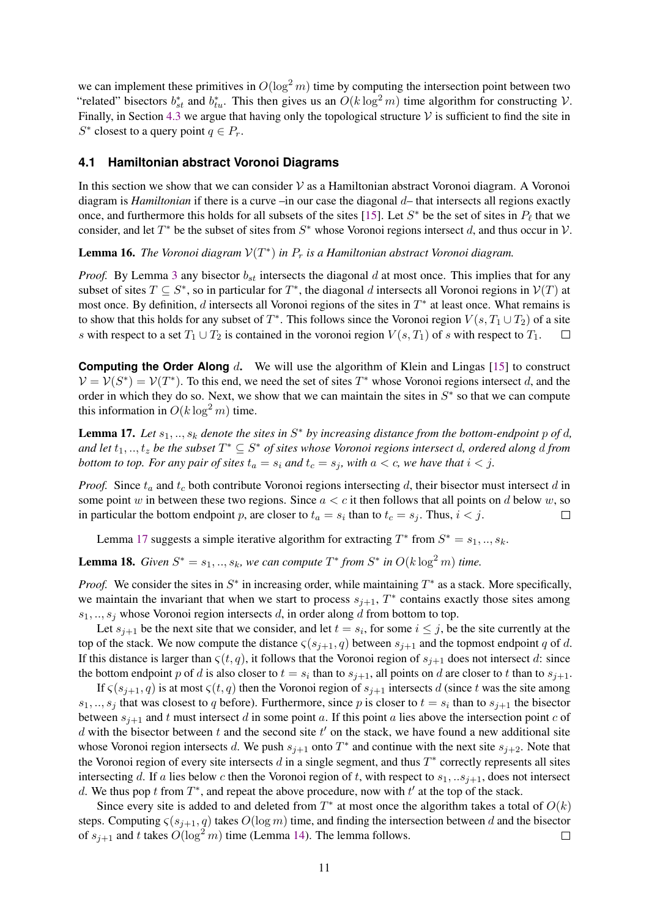we can implement these primitives in $O(\log^2 m)$ time by computing the intersection point between two "related" bisectors $b^*_{st}$ and $b^*_{tu}$. This then gives us an $O(k \log^2 m)$ time algorithm for constructing $\mathcal{V}$. Finally, in Section 4.3 we argue that having only the topological structure $\mathcal{V}$ is sufficient to find the site in $S^*$ closest to a query point $q \in P_r$.

### 4.1 Hamiltonian abstract Voronoi Diagrams

In this section we show that we can consider $\mathcal{V}$ as a Hamiltonian abstract Voronoi diagram. A Voronoi diagram is *Hamiltonian* if there is a curve –in our case the diagonal $d$– that intersects all regions exactly once, and furthermore this holds for all subsets of the sites [15]. Let $S^*$ be the set of sites in $P_\ell$ that we consider, and let $T^*$ be the subset of sites from $S^*$ whose Voronoi regions intersect $d$, and thus occur in $\mathcal{V}$.

**Lemma 16.** *The Voronoi diagram $\mathcal{V}(T^*)$ in $P_r$ is a Hamiltonian abstract Voronoi diagram.*

*Proof.* By Lemma 3 any bisector $b_{st}$ intersects the diagonal $d$ at most once. This implies that for any subset of sites $T \subseteq S^*$, so in particular for $T^*$, the diagonal $d$ intersects all Voronoi regions in $\mathcal{V}(T)$ at most once. By definition, $d$ intersects all Voronoi regions of the sites in $T^*$ at least once. What remains is to show that this holds for any subset of $T^*$. This follows since the Voronoi region $V(s, T_1 \cup T_2)$ of a site $s$ with respect to a set $T_1 \cup T_2$ is contained in the voronoi region $V(s, T_1)$ of $s$ with respect to $T_1$. ◻

**Computing the Order Along $d$.** We will use the algorithm of Klein and Lingas [15] to construct $\mathcal{V} = \mathcal{V}(S^*) = \mathcal{V}(T^*)$. To this end, we need the set of sites $T^*$ whose Voronoi regions intersect $d$, and the order in which they do so. Next, we show that we can maintain the sites in $S^*$ so that we can compute this information in $O(k \log^2 m)$ time.

**Lemma 17.** *Let $s_1, .., s_k$ denote the sites in $S^*$ by increasing distance from the bottom-endpoint $p$ of $d$, and let $t_1, .., t_z$ be the subset $T^* \subseteq S^*$ of sites whose Voronoi regions intersect $d$, ordered along $d$ from bottom to top. For any pair of sites $t_a = s_i$ and $t_c = s_j$, with $a < c$, we have that $i < j$.*

*Proof.* Since $t_a$ and $t_c$ both contribute Voronoi regions intersecting $d$, their bisector must intersect $d$ in some point $w$ in between these two regions. Since $a < c$ it then follows that all points on $d$ below $w$, so in particular the bottom endpoint $p$, are closer to $t_a = s_i$ than to $t_c = s_j$. Thus, $i < j$. ◻

Lemma 17 suggests a simple iterative algorithm for extracting $T^*$ from $S^* = s_1, .., s_k$.

**Lemma 18.** *Given $S^* = s_1, .., s_k$, we can compute $T^*$ from $S^*$ in $O(k \log^2 m)$ time.*

*Proof.* We consider the sites in $S^*$ in increasing order, while maintaining $T^*$ as a stack. More specifically, we maintain the invariant that when we start to process $s_{j+1}$, $T^*$ contains exactly those sites among $s_1, .., s_j$ whose Voronoi region intersects $d$, in order along $d$ from bottom to top.

Let $s_{j+1}$ be the next site that we consider, and let $t = s_i$, for some $i \leq j$, be the site currently at the top of the stack. We now compute the distance $\varsigma(s_{j+1}, q)$ between $s_{j+1}$ and the topmost endpoint $q$ of $d$. If this distance is larger than $\varsigma(t, q)$, it follows that the Voronoi region of $s_{j+1}$ does not intersect $d$: since the bottom endpoint $p$ of $d$ is also closer to $t = s_i$ than to $s_{j+1}$, all points on $d$ are closer to $t$ than to $s_{j+1}$.

If $\varsigma(s_{j+1}, q)$ is at most $\varsigma(t, q)$ then the Voronoi region of $s_{j+1}$ intersects $d$ (since $t$ was the site among $s_1, .., s_j$ that was closest to $q$ before). Furthermore, since $p$ is closer to $t = s_i$ than to $s_{j+1}$ the bisector between $s_{j+1}$ and $t$ must intersect $d$ in some point $a$. If this point $a$ lies above the intersection point $c$ of $d$ with the bisector between $t$ and the second site $t'$ on the stack, we have found a new additional site whose Voronoi region intersects $d$. We push $s_{j+1}$ onto $T^*$ and continue with the next site $s_{j+2}$. Note that the Voronoi region of every site intersects $d$ in a single segment, and thus $T^*$ correctly represents all sites intersecting $d$. If $a$ lies below $c$ then the Voronoi region of $t$, with respect to $s_1, ..s_{j+1}$, does not intersect $d$. We thus pop $t$ from $T^*$, and repeat the above procedure, now with $t'$ at the top of the stack.

Since every site is added to and deleted from $T^*$ at most once the algorithm takes a total of $O(k)$ steps. Computing $\varsigma(s_{j+1}, q)$ takes $O(\log m)$ time, and finding the intersection between $d$ and the bisector of $s_{j+1}$ and $t$ takes $O(\log^2 m)$ time (Lemma 14). The lemma follows. ◻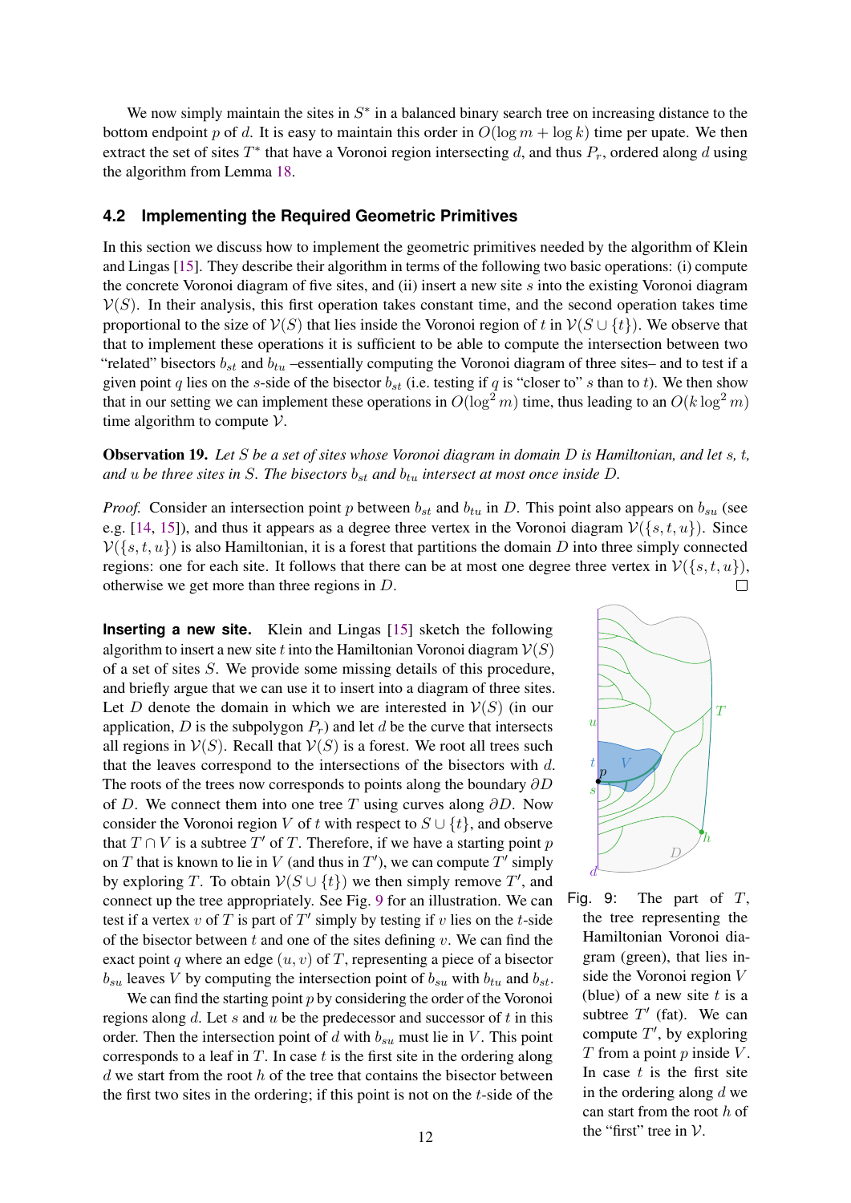We now simply maintain the sites in $S^*$ in a balanced binary search tree on increasing distance to the bottom endpoint $p$ of $d$. It is easy to maintain this order in $O(\log m + \log k)$ time per upate. We then extract the set of sites $T^*$ that have a Voronoi region intersecting $d$, and thus $P_r$, ordered along $d$ using the algorithm from Lemma 18.

## 4.2 Implementing the Required Geometric Primitives

In this section we discuss how to implement the geometric primitives needed by the algorithm of Klein and Lingas [15]. They describe their algorithm in terms of the following two basic operations: (i) compute the concrete Voronoi diagram of five sites, and (ii) insert a new site $s$ into the existing Voronoi diagram $\mathcal{V}(S)$. In their analysis, this first operation takes constant time, and the second operation takes time proportional to the size of $\mathcal{V}(S)$ that lies inside the Voronoi region of $t$ in $\mathcal{V}(S \cup \{t\})$. We observe that to implement these operations it is sufficient to be able to compute the intersection between two "related" bisectors $b_{st}$ and $b_{tu}$ –essentially computing the Voronoi diagram of three sites– and to test if a given point $q$ lies on the $s$-side of the bisector $b_{st}$ (i.e. testing if $q$ is "closer to" $s$ than to $t$). We then show that in our setting we can implement these operations in $O(\log^2 m)$ time, thus leading to an $O(k \log^2 m)$ time algorithm to compute $\mathcal{V}$.

**Observation 19.** *Let $S$ be a set of sites whose Voronoi diagram in domain $D$ is Hamiltonian, and let $s$, $t$, and $u$ be three sites in $S$. The bisectors $b_{st}$ and $b_{tu}$ intersect at most once inside $D$.*

*Proof.* Consider an intersection point $p$ between $b_{st}$ and $b_{tu}$ in $D$. This point also appears on $b_{su}$ (see e.g. [14, 15]), and thus it appears as a degree three vertex in the Voronoi diagram $\mathcal{V}(\{s, t, u\})$. Since $\mathcal{V}(\{s, t, u\})$ is also Hamiltonian, it is a forest that partitions the domain $D$ into three simply connected regions: one for each site. It follows that there can be at most one degree three vertex in $\mathcal{V}(\{s, t, u\})$, otherwise we get more than three regions in $D$. □

**Inserting a new site.** Klein and Lingas [15] sketch the following algorithm to insert a new site $t$ into the Hamiltonian Voronoi diagram $\mathcal{V}(S)$ of a set of sites $S$. We provide some missing details of this procedure, and briefly argue that we can use it to insert into a diagram of three sites. Let $D$ denote the domain in which we are interested in $\mathcal{V}(S)$ (in our application, $D$ is the subpolygon $P_r$) and let $d$ be the curve that intersects all regions in $\mathcal{V}(S)$. Recall that $\mathcal{V}(S)$ is a forest. We root all trees such that the leaves correspond to the intersections of the bisectors with $d$. The roots of the trees now corresponds to points along the boundary $\partial D$ of $D$. We connect them into one tree $T$ using curves along $\partial D$. Now consider the Voronoi region $V$ of $t$ with respect to $S \cup \{t\}$, and observe that $T \cap V$ is a subtree $T'$ of $T$. Therefore, if we have a starting point $p$ on $T$ that is known to lie in $V$ (and thus in $T'$), we can compute $T'$ simply by exploring $T$. To obtain $\mathcal{V}(S \cup \{t\})$ we then simply remove $T'$, and connect up the tree appropriately. See Fig. 9 for an illustration. We can test if a vertex $v$ of $T$ is part of $T'$ simply by testing if $v$ lies on the $t$-side of the bisector between $t$ and one of the sites defining $v$. We can find the exact point $q$ where an edge $(u, v)$ of $T$, representing a piece of a bisector $b_{su}$ leaves $V$ by computing the intersection point of $b_{su}$ with $b_{tu}$ and $b_{st}$.

We can find the starting point $p$ by considering the order of the Voronoi regions along $d$. Let $s$ and $u$ be the predecessor and successor of $t$ in this order. Then the intersection point of $d$ with $b_{su}$ must lie in $V$. This point corresponds to a leaf in $T$. In case $t$ is the first site in the ordering along $d$ we start from the root $h$ of the tree that contains the bisector between the first two sites in the ordering; if this point is not on the $t$-side of the

Fig. 9: The part of $T$, the tree representing the Hamiltonian Voronoi diagram (green), that lies inside the Voronoi region $V$ (blue) of a new site $t$ is a subtree $T'$ (fat). We can compute $T'$, by exploring $T$ from a point $p$ inside $V$. In case $t$ is the first site in the ordering along $d$ we can start from the root $h$ of the "first" tree in $\mathcal{V}$.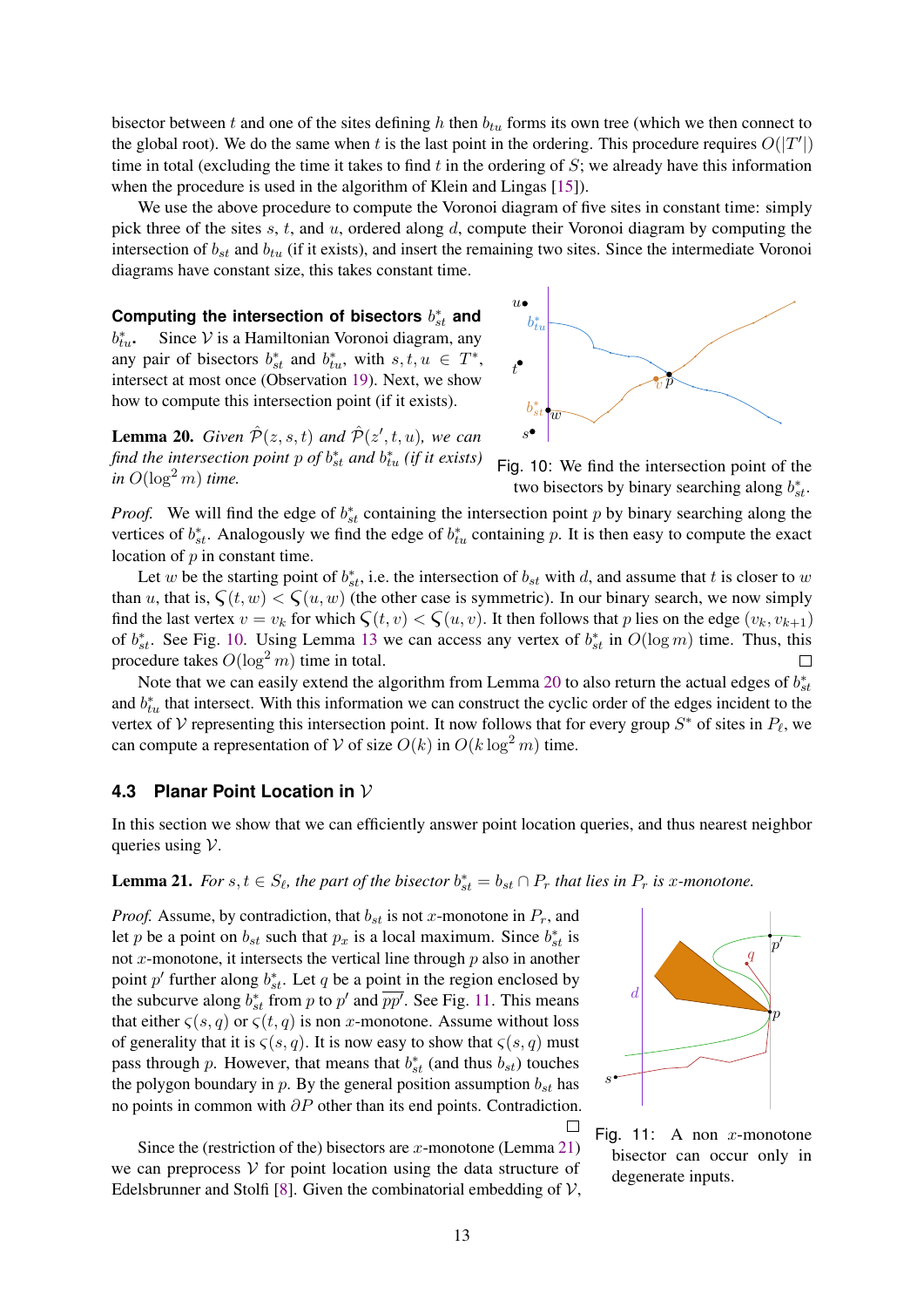bisector between $t$ and one of the sites defining $h$ then $b_{tu}$ forms its own tree (which we then connect to the global root). We do the same when $t$ is the last point in the ordering. This procedure requires $O(|T'|)$ time in total (excluding the time it takes to find $t$ in the ordering of $S$; we already have this information when the procedure is used in the algorithm of Klein and Lingas [15]).

We use the above procedure to compute the Voronoi diagram of five sites in constant time: simply pick three of the sites $s$, $t$, and $u$, ordered along $d$, compute their Voronoi diagram by computing the intersection of $b_{st}$ and $b_{tu}$ (if it exists), and insert the remaining two sites. Since the intermediate Voronoi diagrams have constant size, this takes constant time.

**Computing the intersection of bisectors $b^*_{st}$ and $b^*_{tu}$.** Since $\mathcal{V}$ is a Hamiltonian Voronoi diagram, any any pair of bisectors $b^*_{st}$ and $b^*_{tu}$, with $s, t, u \in T^*$, intersect at most once (Observation 19). Next, we show how to compute this intersection point (if it exists).

Fig. 10: We find the intersection point of the two bisectors by binary searching along $b^*_{st}$.

**Lemma 20.** *Given $\hat{\mathcal{P}}(z, s, t)$ and $\hat{\mathcal{P}}(z', t, u)$, we can find the intersection point $p$ of $b^*_{st}$ and $b^*_{tu}$ (if it exists) in $O(\log^2 m)$ time.*

*Proof.* We will find the edge of $b^*_{st}$ containing the intersection point $p$ by binary searching along the vertices of $b^*_{st}$. Analogously we find the edge of $b^*_{tu}$ containing $p$. It is then easy to compute the exact location of $p$ in constant time.

Let $w$ be the starting point of $b^*_{st}$, i.e. the intersection of $b_{st}$ with $d$, and assume that $t$ is closer to $w$ than $u$, that is, $\varsigma(t, w) < \varsigma(u, w)$ (the other case is symmetric). In our binary search, we now simply find the last vertex $v = v_k$ for which $\varsigma(t, v) < \varsigma(u, v)$. It then follows that $p$ lies on the edge $(v_k, v_{k+1})$ of $b^*_{st}$. See Fig. 10. Using Lemma 13 we can access any vertex of $b^*_{st}$ in $O(\log m)$ time. Thus, this procedure takes $O(\log^2 m)$ time in total. □

Note that we can easily extend the algorithm from Lemma 20 to also return the actual edges of $b^*_{st}$ and $b^*_{tu}$ that intersect. With this information we can construct the cyclic order of the edges incident to the vertex of $\mathcal{V}$ representing this intersection point. It now follows that for every group $S^*$ of sites in $P_\ell$, we can compute a representation of $\mathcal{V}$ of size $O(k)$ in $O(k \log^2 m)$ time.

## 4.3 Planar Point Location in $\mathcal{V}$

In this section we show that we can efficiently answer point location queries, and thus nearest neighbor queries using $\mathcal{V}$.

**Lemma 21.** *For $s, t \in S_\ell$, the part of the bisector $b^*_{st} = b_{st} \cap P_r$ that lies in $P_r$ is $x$-monotone.*

*Proof.* Assume, by contradiction, that $b_{st}$ is not $x$-monotone in $P_r$, and let $p$ be a point on $b_{st}$ such that $p_x$ is a local maximum. Since $b^*_{st}$ is not $x$-monotone, it intersects the vertical line through $p$ also in another point $p'$ further along $b^*_{st}$. Let $q$ be a point in the region enclosed by the subcurve along $b^*_{st}$ from $p$ to $p'$ and $\overline{pp'}$. See Fig. 11. This means that either $\varsigma(s, q)$ or $\varsigma(t, q)$ is non $x$-monotone. Assume without loss of generality that it is $\varsigma(s, q)$. It is now easy to show that $\varsigma(s, q)$ must pass through $p$. However, that means that $b^*_{st}$ (and thus $b_{st}$) touches the polygon boundary in $p$. By the general position assumption $b_{st}$ has no points in common with $\partial P$ other than its end points. Contradiction. □

Fig. 11: A non $x$-monotone bisector can occur only in degenerate inputs.

Since the (restriction of the) bisectors are $x$-monotone (Lemma 21) we can preprocess $\mathcal{V}$ for point location using the data structure of Edelsbrunner and Stolfi [8]. Given the combinatorial embedding of $\mathcal{V}$,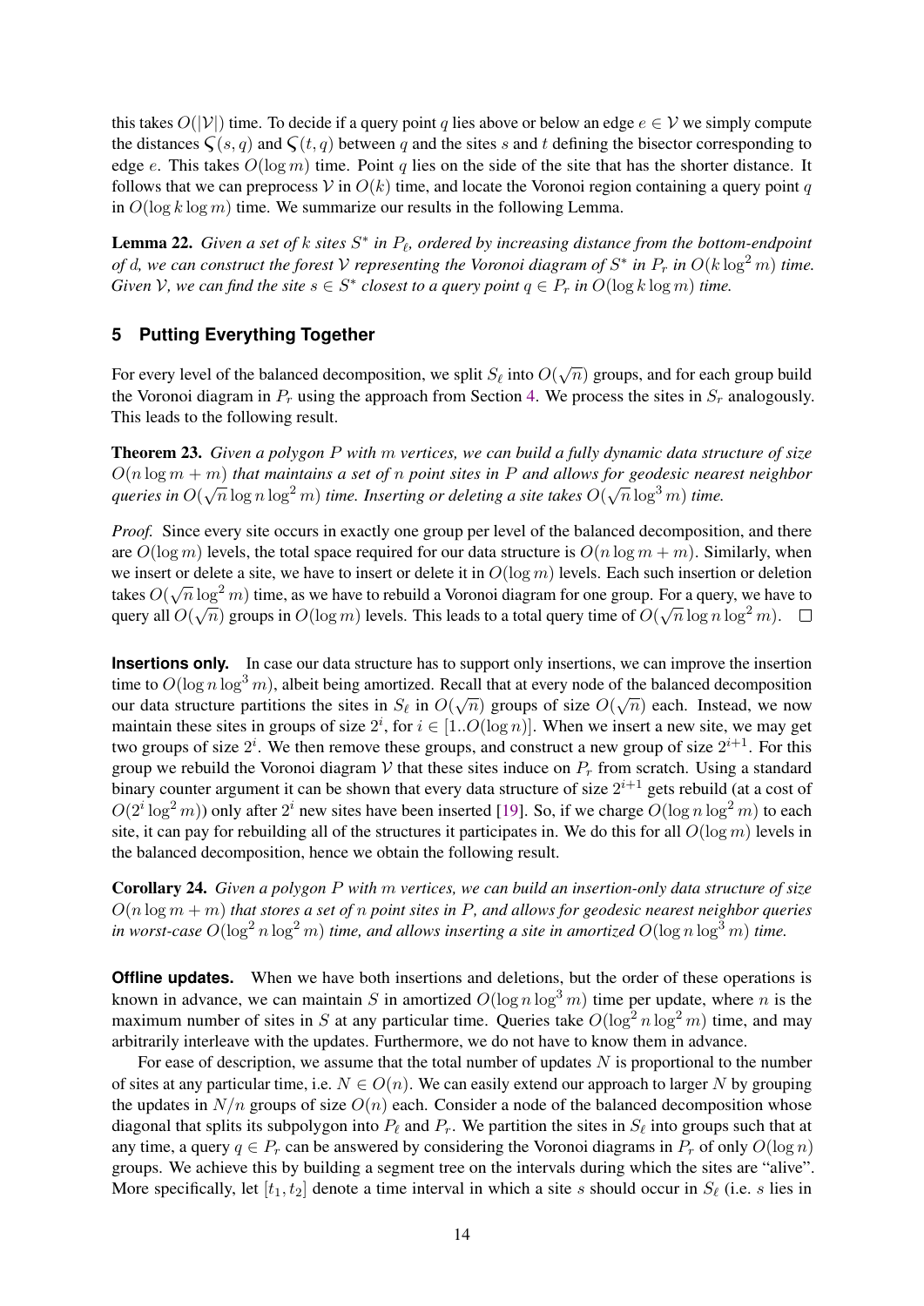this takes $O(|\mathcal{V}|)$ time. To decide if a query point $q$ lies above or below an edge $e \in \mathcal{V}$ we simply compute the distances $\varsigma(s, q)$ and $\varsigma(t, q)$ between $q$ and the sites $s$ and $t$ defining the bisector corresponding to edge $e$. This takes $O(\log m)$ time. Point $q$ lies on the side of the site that has the shorter distance. It follows that we can preprocess $\mathcal{V}$ in $O(k)$ time, and locate the Voronoi region containing a query point $q$ in $O(\log k \log m)$ time. We summarize our results in the following Lemma.

**Lemma 22.** *Given a set of $k$ sites $S^*$ in $P_\ell$, ordered by increasing distance from the bottom-endpoint of $d$, we can construct the forest $\mathcal{V}$ representing the Voronoi diagram of $S^*$ in $P_r$ in $O(k \log^2 m)$ time. Given $\mathcal{V}$, we can find the site $s \in S^*$ closest to a query point $q \in P_r$ in $O(\log k \log m)$ time.*

## 5 Putting Everything Together

For every level of the balanced decomposition, we split $S_\ell$ into $O(\sqrt{n})$ groups, and for each group build the Voronoi diagram in $P_r$ using the approach from Section 4. We process the sites in $S_r$ analogously. This leads to the following result.

**Theorem 23.** *Given a polygon $P$ with $m$ vertices, we can build a fully dynamic data structure of size $O(n \log m + m)$ that maintains a set of $n$ point sites in $P$ and allows for geodesic nearest neighbor queries in $O(\sqrt{n} \log n \log^2 m)$ time. Inserting or deleting a site takes $O(\sqrt{n} \log^3 m)$ time.*

*Proof.* Since every site occurs in exactly one group per level of the balanced decomposition, and there are $O(\log m)$ levels, the total space required for our data structure is $O(n \log m + m)$. Similarly, when we insert or delete a site, we have to insert or delete it in $O(\log m)$ levels. Each such insertion or deletion takes $O(\sqrt{n} \log^2 m)$ time, as we have to rebuild a Voronoi diagram for one group. For a query, we have to query all $O(\sqrt{n})$ groups in $O(\log m)$ levels. This leads to a total query time of $O(\sqrt{n} \log n \log^2 m)$. $\square$

**Insertions only.** In case our data structure has to support only insertions, we can improve the insertion time to $O(\log n \log^3 m)$, albeit being amortized. Recall that at every node of the balanced decomposition our data structure partitions the sites in $S_\ell$ in $O(\sqrt{n})$ groups of size $O(\sqrt{n})$ each. Instead, we now maintain these sites in groups of size $2^i$, for $i \in [1..O(\log n)]$. When we insert a new site, we may get two groups of size $2^i$. We then remove these groups, and construct a new group of size $2^{i+1}$. For this group we rebuild the Voronoi diagram $\mathcal{V}$ that these sites induce on $P_r$ from scratch. Using a standard binary counter argument it can be shown that every data structure of size $2^{i+1}$ gets rebuild (at a cost of $O(2^i \log^2 m)$) only after $2^i$ new sites have been inserted [19]. So, if we charge $O(\log n \log^2 m)$ to each site, it can pay for rebuilding all of the structures it participates in. We do this for all $O(\log m)$ levels in the balanced decomposition, hence we obtain the following result.

**Corollary 24.** *Given a polygon $P$ with $m$ vertices, we can build an insertion-only data structure of size $O(n \log m + m)$ that stores a set of $n$ point sites in $P$, and allows for geodesic nearest neighbor queries in worst-case $O(\log^2 n \log^2 m)$ time, and allows inserting a site in amortized $O(\log n \log^3 m)$ time.*

**Offline updates.** When we have both insertions and deletions, but the order of these operations is known in advance, we can maintain $S$ in amortized $O(\log n \log^3 m)$ time per update, where $n$ is the maximum number of sites in $S$ at any particular time. Queries take $O(\log^2 n \log^2 m)$ time, and may arbitrarily interleave with the updates. Furthermore, we do not have to know them in advance.

For ease of description, we assume that the total number of updates $N$ is proportional to the number of sites at any particular time, i.e. $N \in O(n)$. We can easily extend our approach to larger $N$ by grouping the updates in $N/n$ groups of size $O(n)$ each. Consider a node of the balanced decomposition whose diagonal that splits its subpolygon into $P_\ell$ and $P_r$. We partition the sites in $S_\ell$ into groups such that at any time, a query $q \in P_r$ can be answered by considering the Voronoi diagrams in $P_r$ of only $O(\log n)$ groups. We achieve this by building a segment tree on the intervals during which the sites are "alive". More specifically, let $[t_1, t_2]$ denote a time interval in which a site $s$ should occur in $S_\ell$ (i.e. $s$ lies in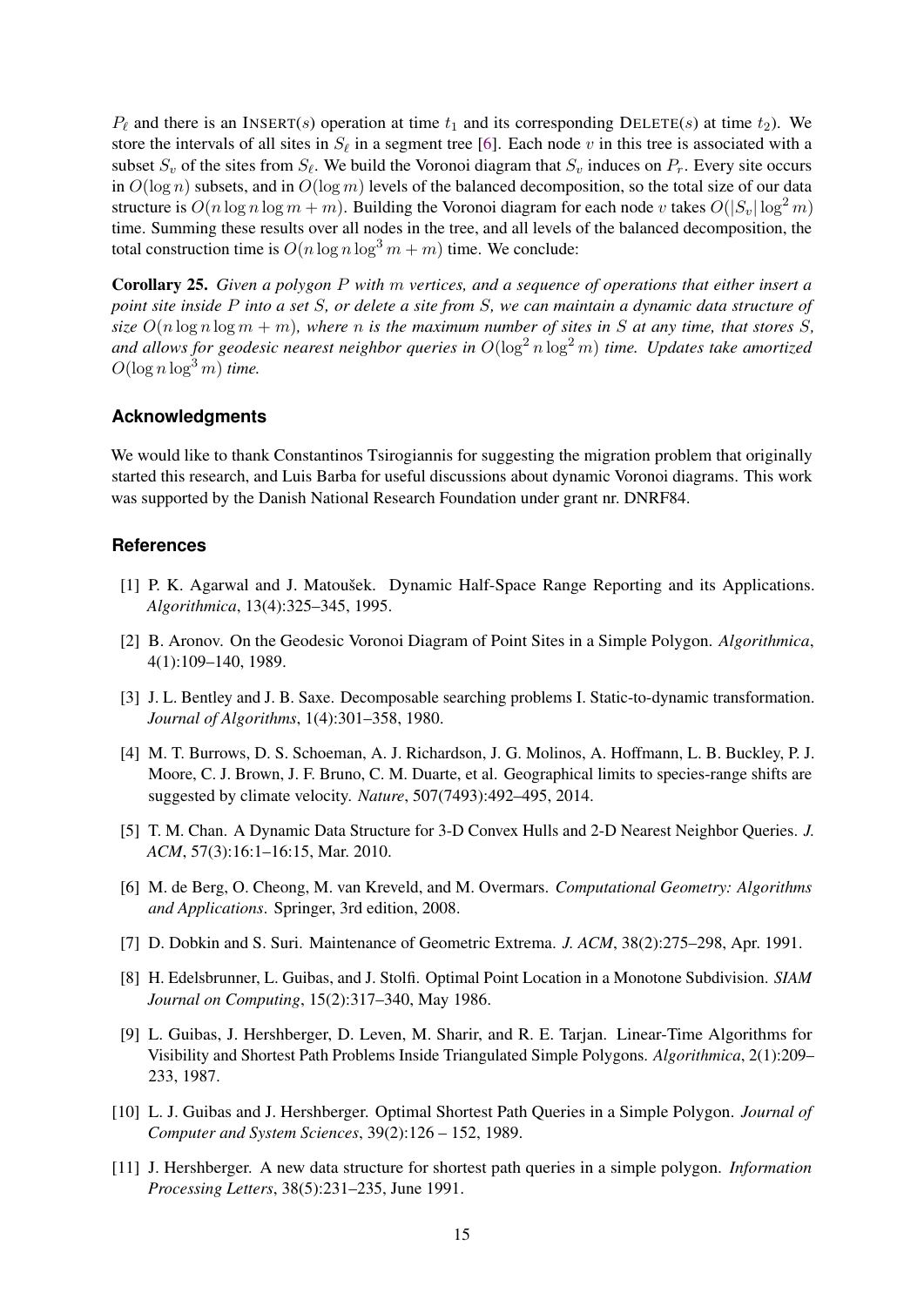$P_\ell$ and there is an INSERT($s$) operation at time $t_1$ and its corresponding DELETE($s$) at time $t_2$). We store the intervals of all sites in $S_\ell$ in a segment tree [6]. Each node $v$ in this tree is associated with a subset $S_v$ of the sites from $S_\ell$. We build the Voronoi diagram that $S_v$ induces on $P_r$. Every site occurs in $O(\log n)$ subsets, and in $O(\log m)$ levels of the balanced decomposition, so the total size of our data structure is $O(n \log n \log m + m)$. Building the Voronoi diagram for each node $v$ takes $O(|S_v| \log^2 m)$ time. Summing these results over all nodes in the tree, and all levels of the balanced decomposition, the total construction time is $O(n \log n \log^3 m + m)$ time. We conclude:

**Corollary 25.** *Given a polygon $P$ with $m$ vertices, and a sequence of operations that either insert a point site inside $P$ into a set $S$, or delete a site from $S$, we can maintain a dynamic data structure of size $O(n \log n \log m + m)$, where $n$ is the maximum number of sites in $S$ at any time, that stores $S$, and allows for geodesic nearest neighbor queries in $O(\log^2 n \log^2 m)$ time. Updates take amortized $O(\log n \log^3 m)$ time.*

## Acknowledgments

We would like to thank Constantinos Tsirogiannis for suggesting the migration problem that originally started this research, and Luis Barba for useful discussions about dynamic Voronoi diagrams. This work was supported by the Danish National Research Foundation under grant nr. DNRF84.

## References

[1] P. K. Agarwal and J. Matoušek. Dynamic Half-Space Range Reporting and its Applications. *Algorithmica*, 13(4):325–345, 1995.

[2] B. Aronov. On the Geodesic Voronoi Diagram of Point Sites in a Simple Polygon. *Algorithmica*, 4(1):109–140, 1989.

[3] J. L. Bentley and J. B. Saxe. Decomposable searching problems I. Static-to-dynamic transformation. *Journal of Algorithms*, 1(4):301–358, 1980.

[4] M. T. Burrows, D. S. Schoeman, A. J. Richardson, J. G. Molinos, A. Hoffmann, L. B. Buckley, P. J. Moore, C. J. Brown, J. F. Bruno, C. M. Duarte, et al. Geographical limits to species-range shifts are suggested by climate velocity. *Nature*, 507(7493):492–495, 2014.

[5] T. M. Chan. A Dynamic Data Structure for 3-D Convex Hulls and 2-D Nearest Neighbor Queries. *J. ACM*, 57(3):16:1–16:15, Mar. 2010.

[6] M. de Berg, O. Cheong, M. van Kreveld, and M. Overmars. *Computational Geometry: Algorithms and Applications*. Springer, 3rd edition, 2008.

[7] D. Dobkin and S. Suri. Maintenance of Geometric Extrema. *J. ACM*, 38(2):275–298, Apr. 1991.

[8] H. Edelsbrunner, L. Guibas, and J. Stolfi. Optimal Point Location in a Monotone Subdivision. *SIAM Journal on Computing*, 15(2):317–340, May 1986.

[9] L. Guibas, J. Hershberger, D. Leven, M. Sharir, and R. E. Tarjan. Linear-Time Algorithms for Visibility and Shortest Path Problems Inside Triangulated Simple Polygons. *Algorithmica*, 2(1):209–233, 1987.

[10] L. J. Guibas and J. Hershberger. Optimal Shortest Path Queries in a Simple Polygon. *Journal of Computer and System Sciences*, 39(2):126 – 152, 1989.

[11] J. Hershberger. A new data structure for shortest path queries in a simple polygon. *Information Processing Letters*, 38(5):231–235, June 1991.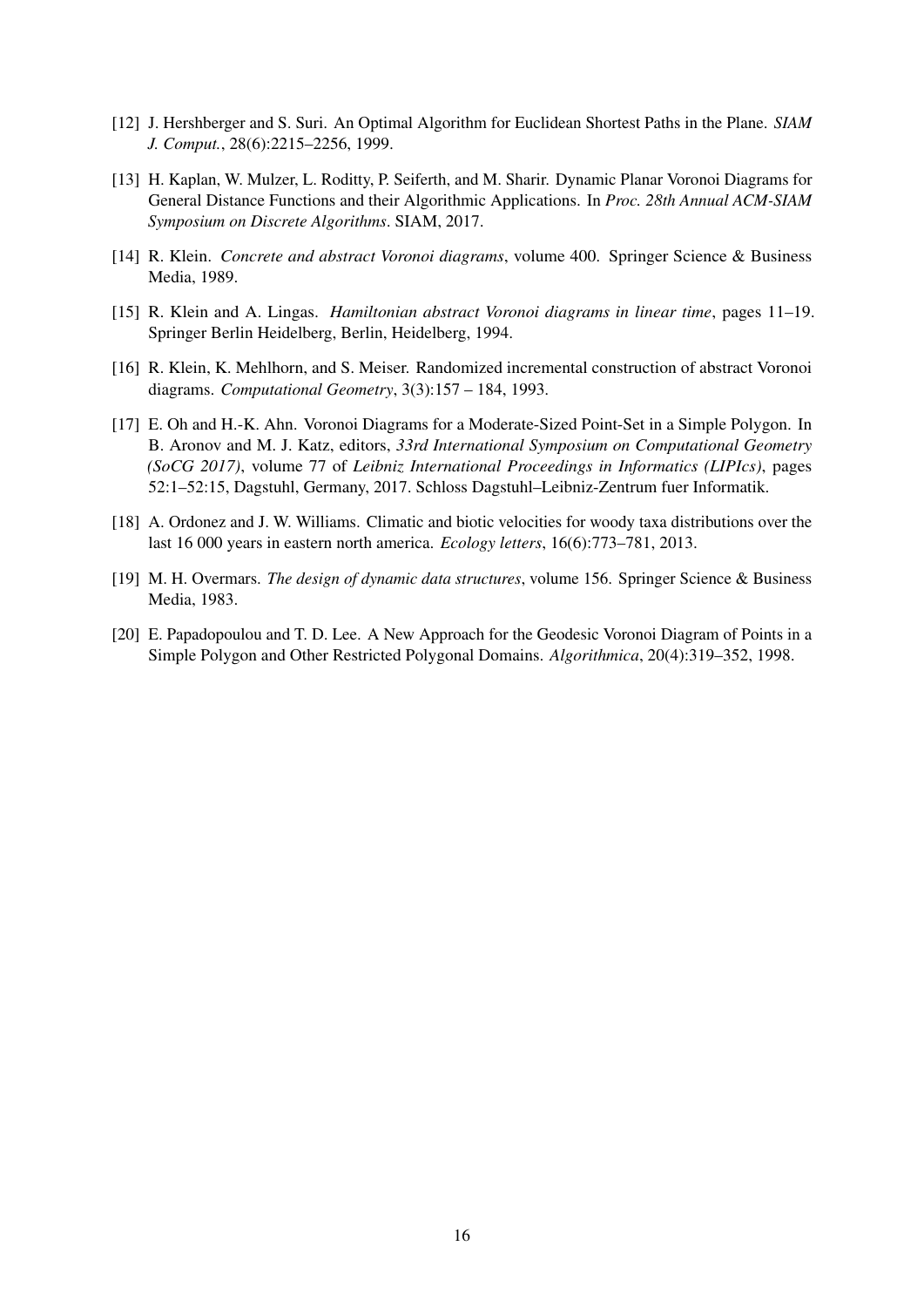[12] J. Hershberger and S. Suri. An Optimal Algorithm for Euclidean Shortest Paths in the Plane. *SIAM J. Comput.*, 28(6):2215–2256, 1999.

[13] H. Kaplan, W. Mulzer, L. Roditty, P. Seiferth, and M. Sharir. Dynamic Planar Voronoi Diagrams for General Distance Functions and their Algorithmic Applications. In *Proc. 28th Annual ACM-SIAM Symposium on Discrete Algorithms*. SIAM, 2017.

[14] R. Klein. *Concrete and abstract Voronoi diagrams*, volume 400. Springer Science & Business Media, 1989.

[15] R. Klein and A. Lingas. *Hamiltonian abstract Voronoi diagrams in linear time*, pages 11–19. Springer Berlin Heidelberg, Berlin, Heidelberg, 1994.

[16] R. Klein, K. Mehlhorn, and S. Meiser. Randomized incremental construction of abstract Voronoi diagrams. *Computational Geometry*, 3(3):157 – 184, 1993.

[17] E. Oh and H.-K. Ahn. Voronoi Diagrams for a Moderate-Sized Point-Set in a Simple Polygon. In B. Aronov and M. J. Katz, editors, *33rd International Symposium on Computational Geometry (SoCG 2017)*, volume 77 of *Leibniz International Proceedings in Informatics (LIPIcs)*, pages 52:1–52:15, Dagstuhl, Germany, 2017. Schloss Dagstuhl–Leibniz-Zentrum fuer Informatik.

[18] A. Ordonez and J. W. Williams. Climatic and biotic velocities for woody taxa distributions over the last 16 000 years in eastern north america. *Ecology letters*, 16(6):773–781, 2013.

[19] M. H. Overmars. *The design of dynamic data structures*, volume 156. Springer Science & Business Media, 1983.

[20] E. Papadopoulou and T. D. Lee. A New Approach for the Geodesic Voronoi Diagram of Points in a Simple Polygon and Other Restricted Polygonal Domains. *Algorithmica*, 20(4):319–352, 1998.